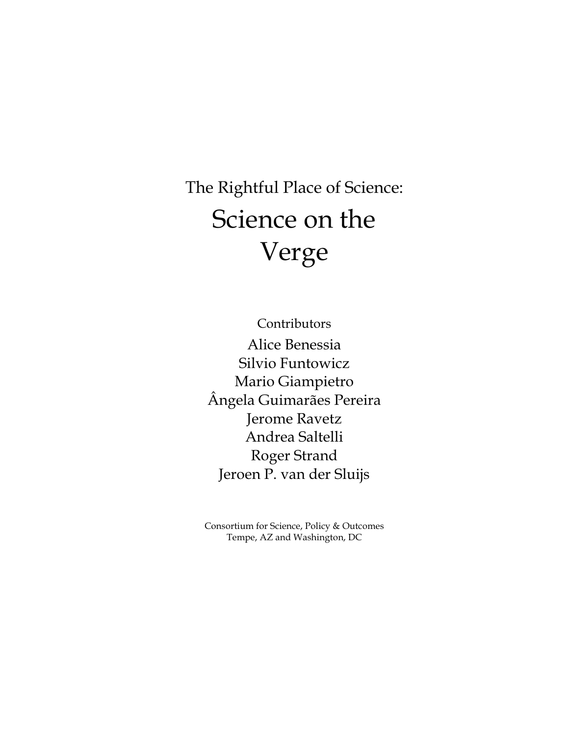The Rightful Place of Science:

# Science on the Verge

Contributors

Alice Benessia
Silvio Funtowicz
Mario Giampietro
Ângela Guimarães Pereira
Jerome Ravetz
Andrea Saltelli
Roger Strand
Jeroen P. van der Sluijs

Consortium for Science, Policy & Outcomes
Tempe, AZ and Washington, DC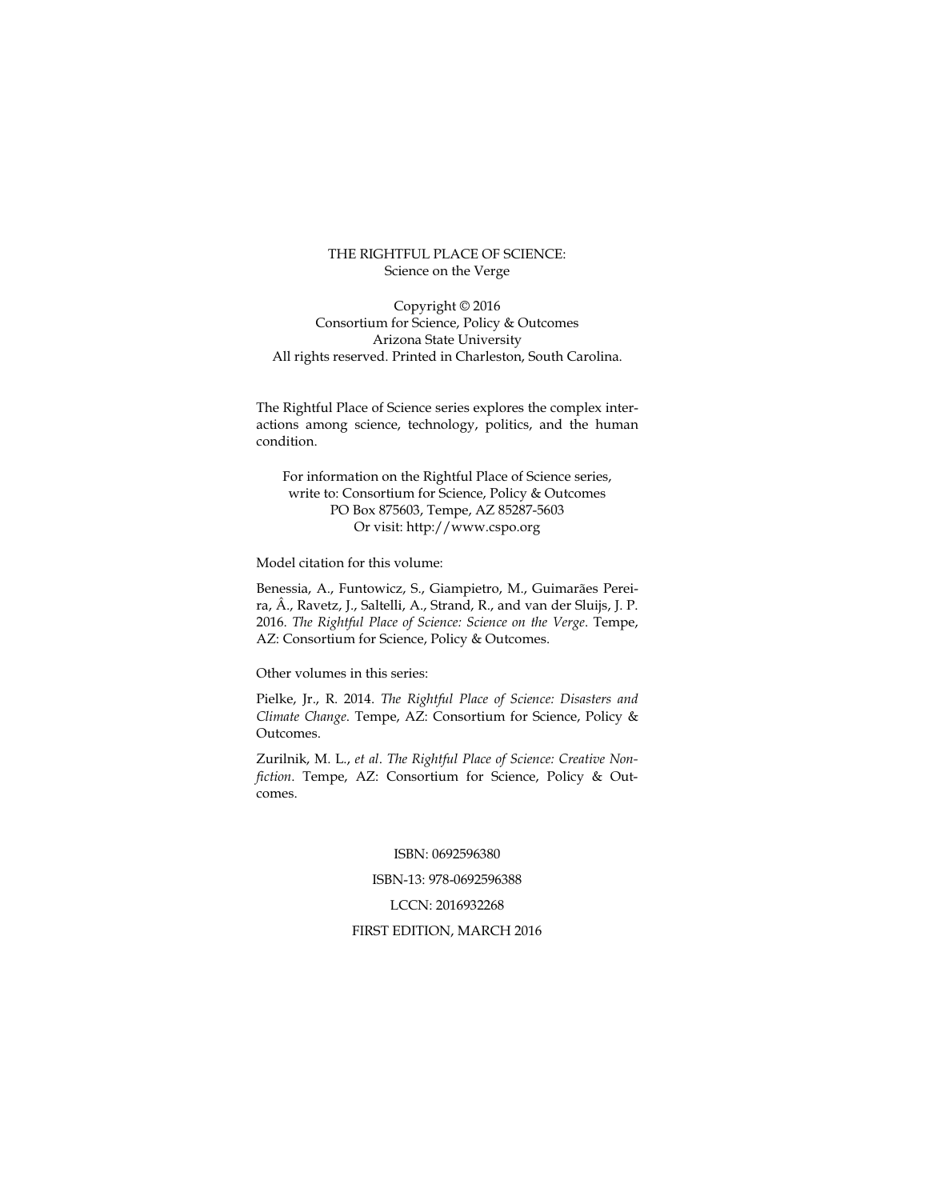THE RIGHTFUL PLACE OF SCIENCE:
Science on the Verge

Copyright © 2016
Consortium for Science, Policy & Outcomes
Arizona State University
All rights reserved. Printed in Charleston, South Carolina.

The Rightful Place of Science series explores the complex interactions among science, technology, politics, and the human condition.

For information on the Rightful Place of Science series, write to: Consortium for Science, Policy & Outcomes
PO Box 875603, Tempe, AZ 85287-5603
Or visit: http://www.cspo.org

Model citation for this volume:

Benessia, A., Funtowicz, S., Giampietro, M., Guimarães Pereira, Â., Ravetz, J., Saltelli, A., Strand, R., and van der Sluijs, J. P. 2016. *The Rightful Place of Science: Science on the Verge*. Tempe, AZ: Consortium for Science, Policy & Outcomes.

Other volumes in this series:

Pielke, Jr., R. 2014. *The Rightful Place of Science: Disasters and Climate Change*. Tempe, AZ: Consortium for Science, Policy & Outcomes.

Zurilnik, M. L., *et al*. *The Rightful Place of Science: Creative Nonfiction*. Tempe, AZ: Consortium for Science, Policy & Outcomes.

ISBN: 0692596380

ISBN-13: 978-0692596388

LCCN: 2016932268

FIRST EDITION, MARCH 2016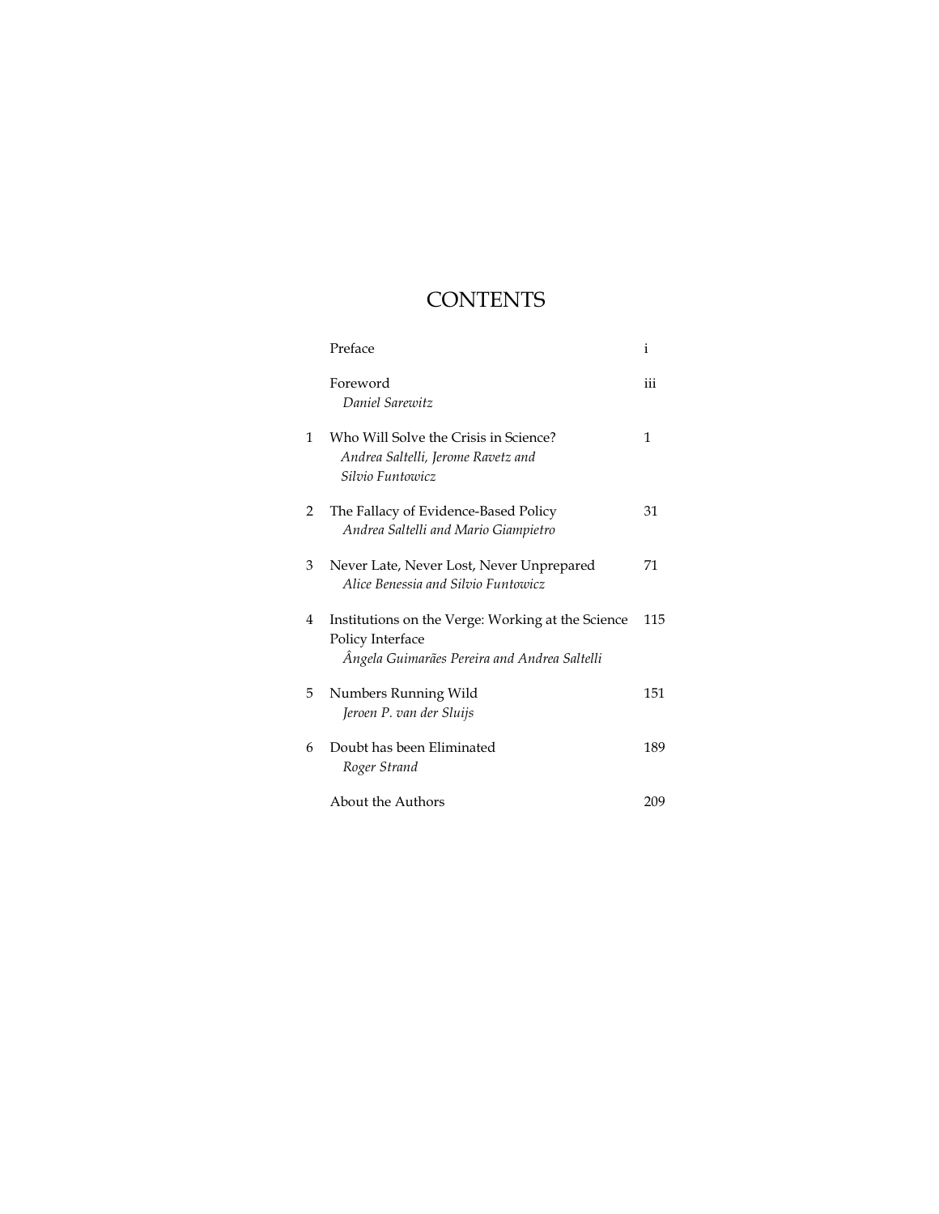# CONTENTS

| | | |
|---|---|---|
| | Preface | i |
| | Foreword<br>*Daniel Sarewitz* | iii |
| 1 | Who Will Solve the Crisis in Science?<br>*Andrea Saltelli, Jerome Ravetz and Silvio Funtowicz* | 1 |
| 2 | The Fallacy of Evidence-Based Policy<br>*Andrea Saltelli and Mario Giampietro* | 31 |
| 3 | Never Late, Never Lost, Never Unprepared<br>*Alice Benessia and Silvio Funtowicz* | 71 |
| 4 | Institutions on the Verge: Working at the Science Policy Interface<br>*Ângela Guimarães Pereira and Andrea Saltelli* | 115 |
| 5 | Numbers Running Wild<br>*Jeroen P. van der Sluijs* | 151 |
| 6 | Doubt has been Eliminated<br>*Roger Strand* | 189 |
| | About the Authors | 209 |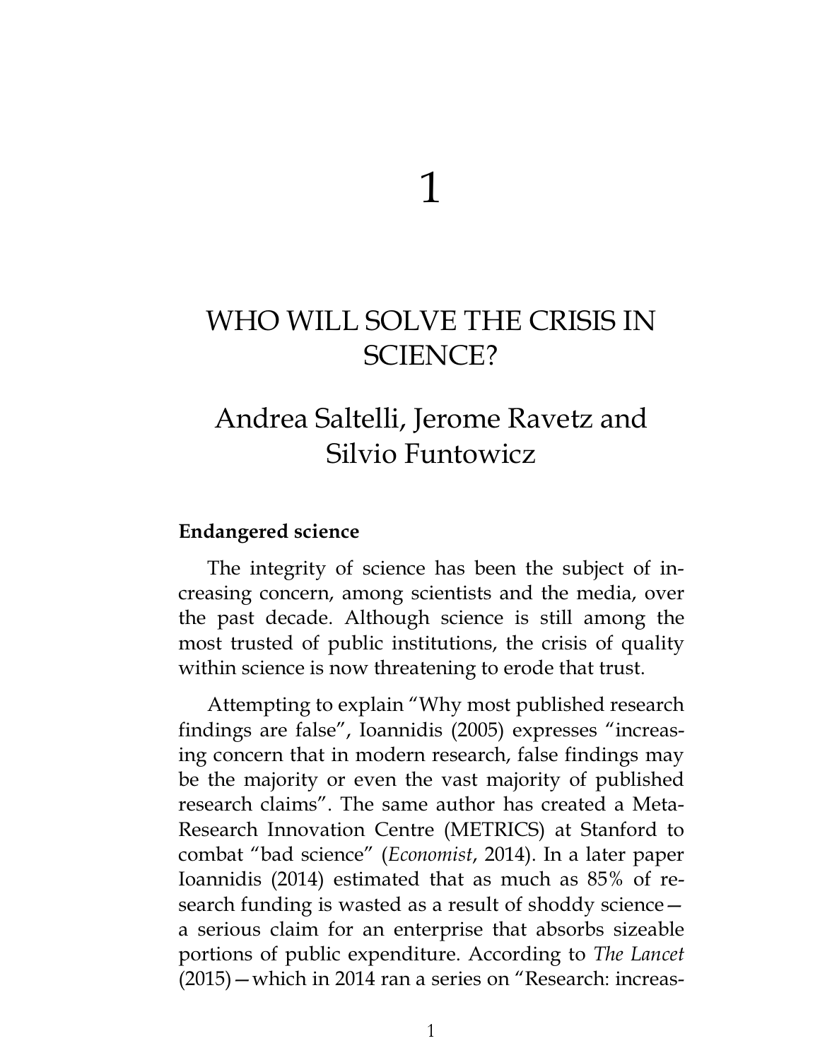# 1

# WHO WILL SOLVE THE CRISIS IN SCIENCE?

## Andrea Saltelli, Jerome Ravetz and Silvio Funtowicz

### Endangered science

The integrity of science has been the subject of increasing concern, among scientists and the media, over the past decade. Although science is still among the most trusted of public institutions, the crisis of quality within science is now threatening to erode that trust.

Attempting to explain "Why most published research findings are false", Ioannidis (2005) expresses "increasing concern that in modern research, false findings may be the majority or even the vast majority of published research claims". The same author has created a Meta-Research Innovation Centre (METRICS) at Stanford to combat "bad science" (*Economist*, 2014). In a later paper Ioannidis (2014) estimated that as much as 85% of research funding is wasted as a result of shoddy science—a serious claim for an enterprise that absorbs sizeable portions of public expenditure. According to *The Lancet* (2015)—which in 2014 ran a series on "Research: increas-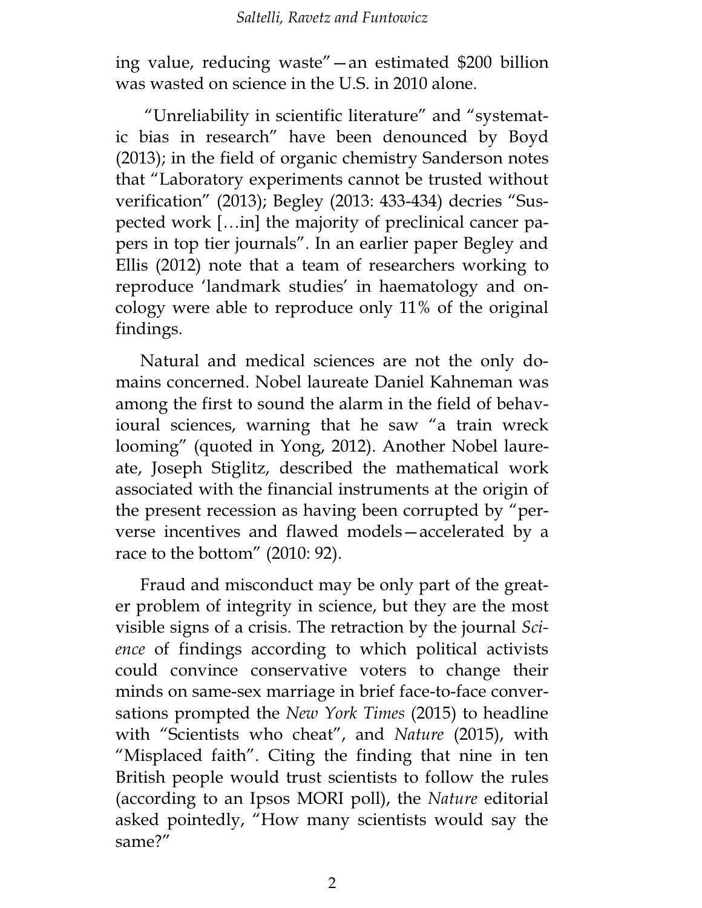ing value, reducing waste"—an estimated $200 billion was wasted on science in the U.S. in 2010 alone.

"Unreliability in scientific literature" and "systematic bias in research" have been denounced by Boyd (2013); in the field of organic chemistry Sanderson notes that "Laboratory experiments cannot be trusted without verification" (2013); Begley (2013: 433-434) decries "Suspected work […in] the majority of preclinical cancer papers in top tier journals". In an earlier paper Begley and Ellis (2012) note that a team of researchers working to reproduce 'landmark studies' in haematology and oncology were able to reproduce only 11% of the original findings.

Natural and medical sciences are not the only domains concerned. Nobel laureate Daniel Kahneman was among the first to sound the alarm in the field of behavioural sciences, warning that he saw "a train wreck looming" (quoted in Yong, 2012). Another Nobel laureate, Joseph Stiglitz, described the mathematical work associated with the financial instruments at the origin of the present recession as having been corrupted by "perverse incentives and flawed models—accelerated by a race to the bottom" (2010: 92).

Fraud and misconduct may be only part of the greater problem of integrity in science, but they are the most visible signs of a crisis. The retraction by the journal *Science* of findings according to which political activists could convince conservative voters to change their minds on same-sex marriage in brief face-to-face conversations prompted the *New York Times* (2015) to headline with "Scientists who cheat", and *Nature* (2015), with "Misplaced faith". Citing the finding that nine in ten British people would trust scientists to follow the rules (according to an Ipsos MORI poll), the *Nature* editorial asked pointedly, "How many scientists would say the same?"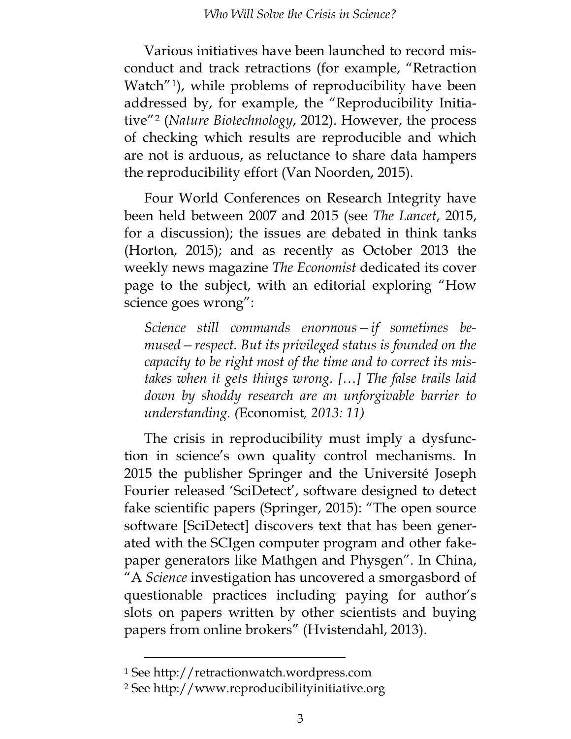Various initiatives have been launched to record misconduct and track retractions (for example, "Retraction Watch"[1]), while problems of reproducibility have been addressed by, for example, the "Reproducibility Initiative"[2] (*Nature Biotechnology*, 2012). However, the process of checking which results are reproducible and which are not is arduous, as reluctance to share data hampers the reproducibility effort (Van Noorden, 2015).

Four World Conferences on Research Integrity have been held between 2007 and 2015 (see *The Lancet*, 2015, for a discussion); the issues are debated in think tanks (Horton, 2015); and as recently as October 2013 the weekly news magazine *The Economist* dedicated its cover page to the subject, with an editorial exploring "How science goes wrong":

> *Science still commands enormous—if sometimes bemused—respect. But its privileged status is founded on the capacity to be right most of the time and to correct its mistakes when it gets things wrong. […] The false trails laid down by shoddy research are an unforgivable barrier to understanding. (*Economist*, 2013: 11)*

The crisis in reproducibility must imply a dysfunction in science's own quality control mechanisms. In 2015 the publisher Springer and the Université Joseph Fourier released 'SciDetect', software designed to detect fake scientific papers (Springer, 2015): "The open source software [SciDetect] discovers text that has been generated with the SCIgen computer program and other fake-paper generators like Mathgen and Physgen". In China, "A *Science* investigation has uncovered a smorgasbord of questionable practices including paying for author's slots on papers written by other scientists and buying papers from online brokers" (Hvistendahl, 2013).

---

[1] See http://retractionwatch.wordpress.com

[2] See http://www.reproducibilityinitiative.org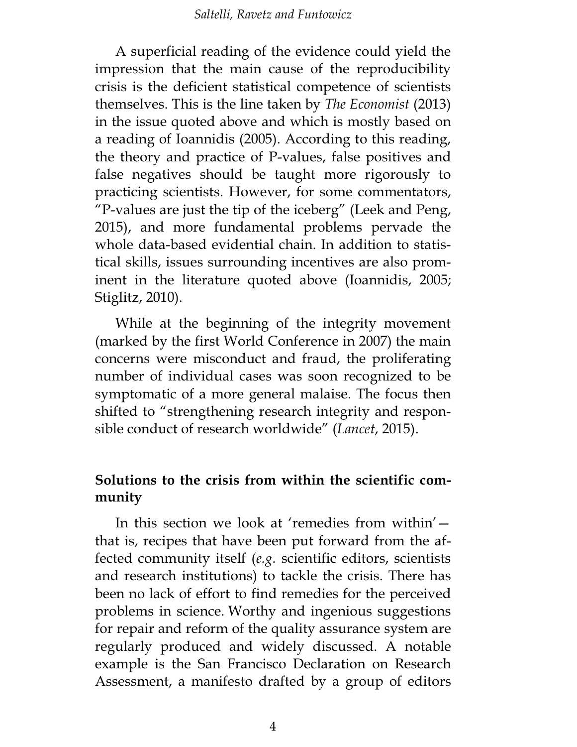A superficial reading of the evidence could yield the impression that the main cause of the reproducibility crisis is the deficient statistical competence of scientists themselves. This is the line taken by *The Economist* (2013) in the issue quoted above and which is mostly based on a reading of Ioannidis (2005). According to this reading, the theory and practice of P-values, false positives and false negatives should be taught more rigorously to practicing scientists. However, for some commentators, "P-values are just the tip of the iceberg" (Leek and Peng, 2015), and more fundamental problems pervade the whole data-based evidential chain. In addition to statistical skills, issues surrounding incentives are also prominent in the literature quoted above (Ioannidis, 2005; Stiglitz, 2010).

While at the beginning of the integrity movement (marked by the first World Conference in 2007) the main concerns were misconduct and fraud, the proliferating number of individual cases was soon recognized to be symptomatic of a more general malaise. The focus then shifted to "strengthening research integrity and responsible conduct of research worldwide" (*Lancet*, 2015).

## Solutions to the crisis from within the scientific community

In this section we look at 'remedies from within'—that is, recipes that have been put forward from the affected community itself (*e.g.* scientific editors, scientists and research institutions) to tackle the crisis. There has been no lack of effort to find remedies for the perceived problems in science. Worthy and ingenious suggestions for repair and reform of the quality assurance system are regularly produced and widely discussed. A notable example is the San Francisco Declaration on Research Assessment, a manifesto drafted by a group of editors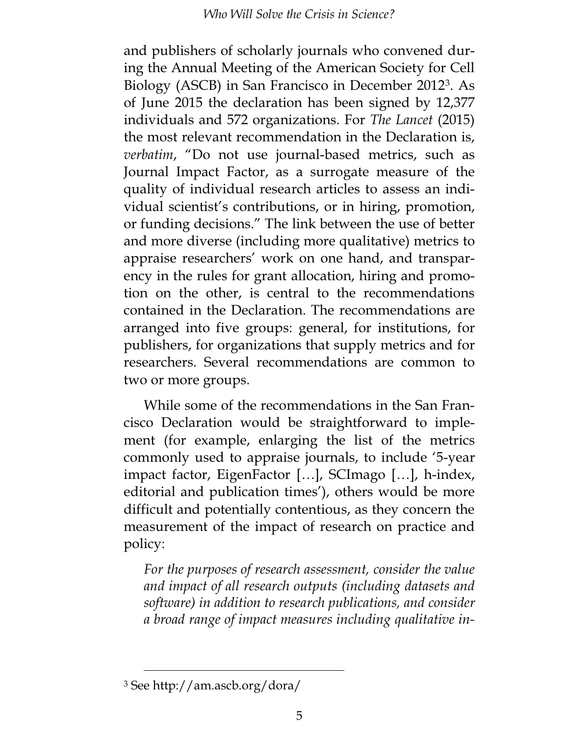and publishers of scholarly journals who convened during the Annual Meeting of the American Society for Cell Biology (ASCB) in San Francisco in December 2012[3]. As of June 2015 the declaration has been signed by 12,377 individuals and 572 organizations. For *The Lancet* (2015) the most relevant recommendation in the Declaration is, *verbatim*, "Do not use journal-based metrics, such as Journal Impact Factor, as a surrogate measure of the quality of individual research articles to assess an individual scientist's contributions, or in hiring, promotion, or funding decisions." The link between the use of better and more diverse (including more qualitative) metrics to appraise researchers' work on one hand, and transparency in the rules for grant allocation, hiring and promotion on the other, is central to the recommendations contained in the Declaration. The recommendations are arranged into five groups: general, for institutions, for publishers, for organizations that supply metrics and for researchers. Several recommendations are common to two or more groups.

While some of the recommendations in the San Francisco Declaration would be straightforward to implement (for example, enlarging the list of the metrics commonly used to appraise journals, to include '5-year impact factor, EigenFactor […], SCImago […], h-index, editorial and publication times'), others would be more difficult and potentially contentious, as they concern the measurement of the impact of research on practice and policy:

> *For the purposes of research assessment, consider the value and impact of all research outputs (including datasets and software) in addition to research publications, and consider a broad range of impact measures including qualitative in-*

---

[3] See http://am.ascb.org/dora/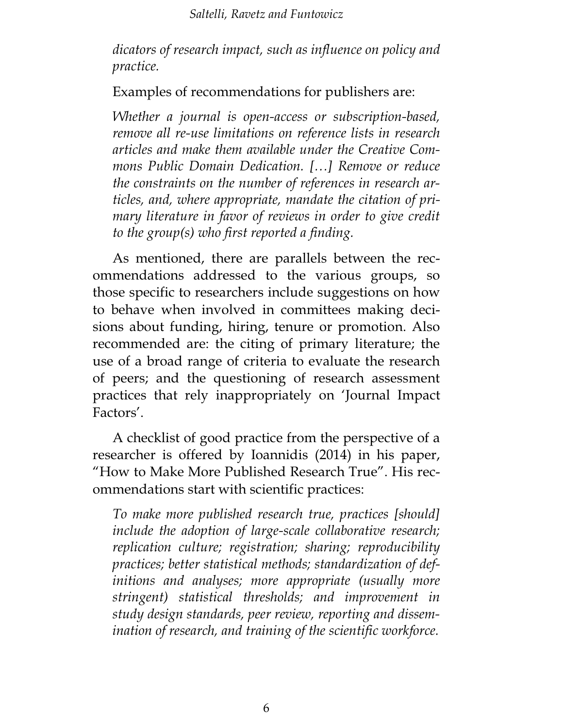*dicators of research impact, such as influence on policy and practice.*

Examples of recommendations for publishers are:

*Whether a journal is open-access or subscription-based, remove all re-use limitations on reference lists in research articles and make them available under the Creative Commons Public Domain Dedication. […] Remove or reduce the constraints on the number of references in research articles, and, where appropriate, mandate the citation of primary literature in favor of reviews in order to give credit to the group(s) who first reported a finding.*

As mentioned, there are parallels between the recommendations addressed to the various groups, so those specific to researchers include suggestions on how to behave when involved in committees making decisions about funding, hiring, tenure or promotion. Also recommended are: the citing of primary literature; the use of a broad range of criteria to evaluate the research of peers; and the questioning of research assessment practices that rely inappropriately on 'Journal Impact Factors'.

A checklist of good practice from the perspective of a researcher is offered by Ioannidis (2014) in his paper, "How to Make More Published Research True". His recommendations start with scientific practices:

*To make more published research true, practices [should] include the adoption of large-scale collaborative research; replication culture; registration; sharing; reproducibility practices; better statistical methods; standardization of definitions and analyses; more appropriate (usually more stringent) statistical thresholds; and improvement in study design standards, peer review, reporting and dissemination of research, and training of the scientific workforce.*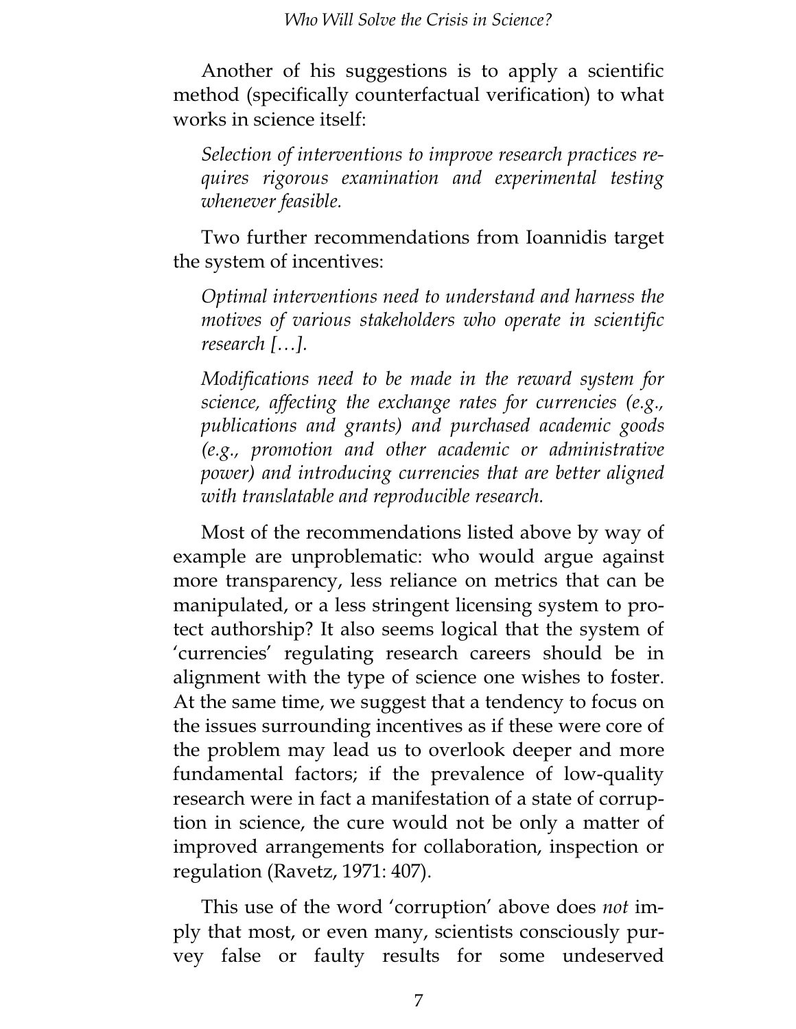Another of his suggestions is to apply a scientific method (specifically counterfactual verification) to what works in science itself:

> *Selection of interventions to improve research practices requires rigorous examination and experimental testing whenever feasible.*

Two further recommendations from Ioannidis target the system of incentives:

> *Optimal interventions need to understand and harness the motives of various stakeholders who operate in scientific research […].*
>
> *Modifications need to be made in the reward system for science, affecting the exchange rates for currencies (e.g., publications and grants) and purchased academic goods (e.g., promotion and other academic or administrative power) and introducing currencies that are better aligned with translatable and reproducible research.*

Most of the recommendations listed above by way of example are unproblematic: who would argue against more transparency, less reliance on metrics that can be manipulated, or a less stringent licensing system to protect authorship? It also seems logical that the system of 'currencies' regulating research careers should be in alignment with the type of science one wishes to foster. At the same time, we suggest that a tendency to focus on the issues surrounding incentives as if these were core of the problem may lead us to overlook deeper and more fundamental factors; if the prevalence of low-quality research were in fact a manifestation of a state of corruption in science, the cure would not be only a matter of improved arrangements for collaboration, inspection or regulation (Ravetz, 1971: 407).

This use of the word 'corruption' above does *not* imply that most, or even many, scientists consciously purvey false or faulty results for some undeserved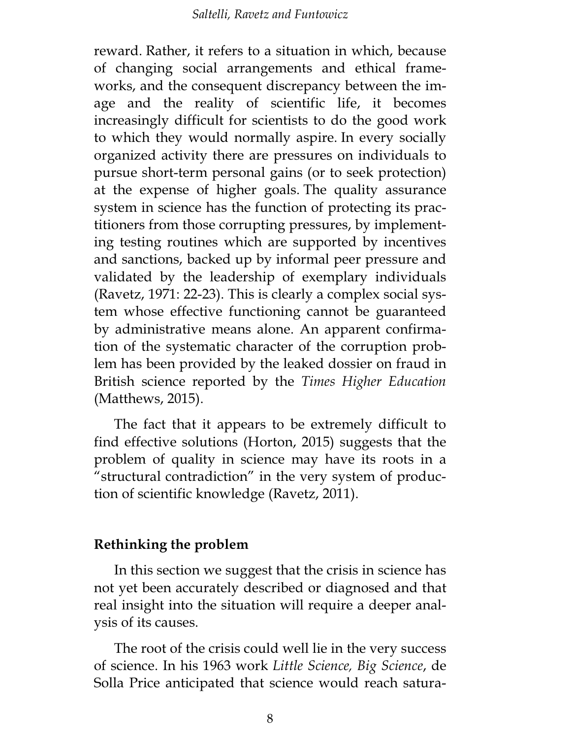reward. Rather, it refers to a situation in which, because of changing social arrangements and ethical frameworks, and the consequent discrepancy between the image and the reality of scientific life, it becomes increasingly difficult for scientists to do the good work to which they would normally aspire. In every socially organized activity there are pressures on individuals to pursue short-term personal gains (or to seek protection) at the expense of higher goals. The quality assurance system in science has the function of protecting its practitioners from those corrupting pressures, by implementing testing routines which are supported by incentives and sanctions, backed up by informal peer pressure and validated by the leadership of exemplary individuals (Ravetz, 1971: 22-23). This is clearly a complex social system whose effective functioning cannot be guaranteed by administrative means alone. An apparent confirmation of the systematic character of the corruption problem has been provided by the leaked dossier on fraud in British science reported by the *Times Higher Education* (Matthews, 2015).

The fact that it appears to be extremely difficult to find effective solutions (Horton, 2015) suggests that the problem of quality in science may have its roots in a "structural contradiction" in the very system of production of scientific knowledge (Ravetz, 2011).

## Rethinking the problem

In this section we suggest that the crisis in science has not yet been accurately described or diagnosed and that real insight into the situation will require a deeper analysis of its causes.

The root of the crisis could well lie in the very success of science. In his 1963 work *Little Science, Big Science*, de Solla Price anticipated that science would reach satura-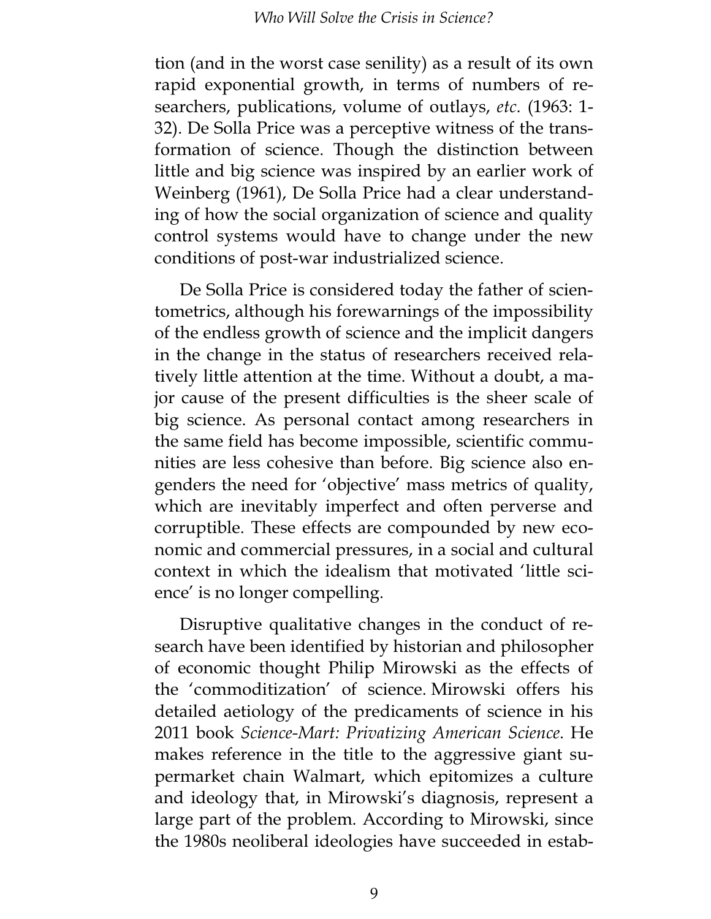tion (and in the worst case senility) as a result of its own rapid exponential growth, in terms of numbers of researchers, publications, volume of outlays, *etc*. (1963: 1-32). De Solla Price was a perceptive witness of the transformation of science. Though the distinction between little and big science was inspired by an earlier work of Weinberg (1961), De Solla Price had a clear understanding of how the social organization of science and quality control systems would have to change under the new conditions of post-war industrialized science.

De Solla Price is considered today the father of scientometrics, although his forewarnings of the impossibility of the endless growth of science and the implicit dangers in the change in the status of researchers received relatively little attention at the time. Without a doubt, a major cause of the present difficulties is the sheer scale of big science. As personal contact among researchers in the same field has become impossible, scientific communities are less cohesive than before. Big science also engenders the need for 'objective' mass metrics of quality, which are inevitably imperfect and often perverse and corruptible. These effects are compounded by new economic and commercial pressures, in a social and cultural context in which the idealism that motivated 'little science' is no longer compelling.

Disruptive qualitative changes in the conduct of research have been identified by historian and philosopher of economic thought Philip Mirowski as the effects of the 'commoditization' of science. Mirowski offers his detailed aetiology of the predicaments of science in his 2011 book *Science-Mart: Privatizing American Science*. He makes reference in the title to the aggressive giant supermarket chain Walmart, which epitomizes a culture and ideology that, in Mirowski's diagnosis, represent a large part of the problem. According to Mirowski, since the 1980s neoliberal ideologies have succeeded in estab-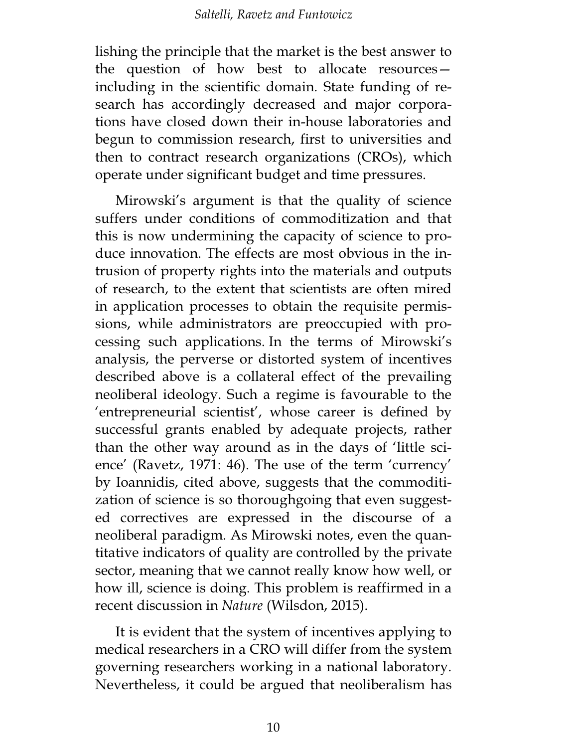lishing the principle that the market is the best answer to the question of how best to allocate resources—including in the scientific domain. State funding of research has accordingly decreased and major corporations have closed down their in-house laboratories and begun to commission research, first to universities and then to contract research organizations (CROs), which operate under significant budget and time pressures.

Mirowski's argument is that the quality of science suffers under conditions of commoditization and that this is now undermining the capacity of science to produce innovation. The effects are most obvious in the intrusion of property rights into the materials and outputs of research, to the extent that scientists are often mired in application processes to obtain the requisite permissions, while administrators are preoccupied with processing such applications. In the terms of Mirowski's analysis, the perverse or distorted system of incentives described above is a collateral effect of the prevailing neoliberal ideology. Such a regime is favourable to the 'entrepreneurial scientist', whose career is defined by successful grants enabled by adequate projects, rather than the other way around as in the days of 'little science' (Ravetz, 1971: 46). The use of the term 'currency' by Ioannidis, cited above, suggests that the commoditization of science is so thoroughgoing that even suggested correctives are expressed in the discourse of a neoliberal paradigm. As Mirowski notes, even the quantitative indicators of quality are controlled by the private sector, meaning that we cannot really know how well, or how ill, science is doing. This problem is reaffirmed in a recent discussion in *Nature* (Wilsdon, 2015).

It is evident that the system of incentives applying to medical researchers in a CRO will differ from the system governing researchers working in a national laboratory. Nevertheless, it could be argued that neoliberalism has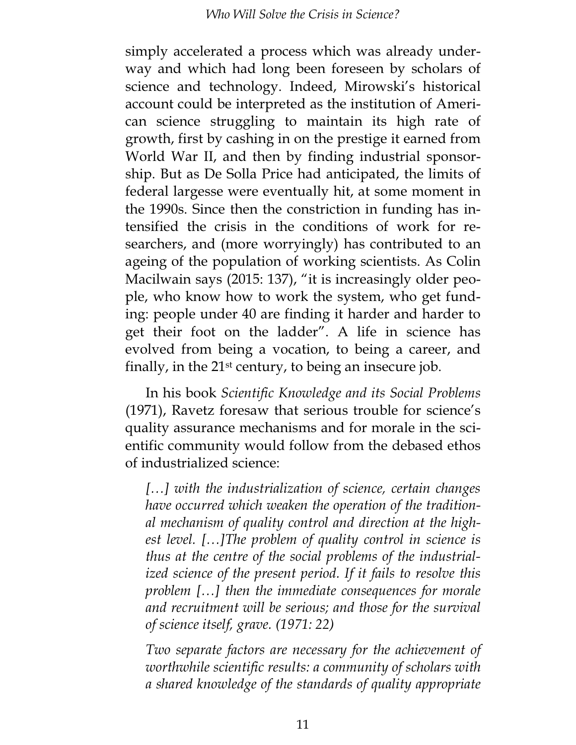simply accelerated a process which was already underway and which had long been foreseen by scholars of science and technology. Indeed, Mirowski's historical account could be interpreted as the institution of American science struggling to maintain its high rate of growth, first by cashing in on the prestige it earned from World War II, and then by finding industrial sponsorship. But as De Solla Price had anticipated, the limits of federal largesse were eventually hit, at some moment in the 1990s. Since then the constriction in funding has intensified the crisis in the conditions of work for researchers, and (more worryingly) has contributed to an ageing of the population of working scientists. As Colin Macilwain says (2015: 137), "it is increasingly older people, who know how to work the system, who get funding: people under 40 are finding it harder and harder to get their foot on the ladder". A life in science has evolved from being a vocation, to being a career, and finally, in the 21st century, to being an insecure job.

In his book *Scientific Knowledge and its Social Problems* (1971), Ravetz foresaw that serious trouble for science's quality assurance mechanisms and for morale in the scientific community would follow from the debased ethos of industrialized science:

> *[…] with the industrialization of science, certain changes have occurred which weaken the operation of the traditional mechanism of quality control and direction at the highest level. […]The problem of quality control in science is thus at the centre of the social problems of the industrialized science of the present period. If it fails to resolve this problem […] then the immediate consequences for morale and recruitment will be serious; and those for the survival of science itself, grave. (1971: 22)*
>
> *Two separate factors are necessary for the achievement of worthwhile scientific results: a community of scholars with a shared knowledge of the standards of quality appropriate*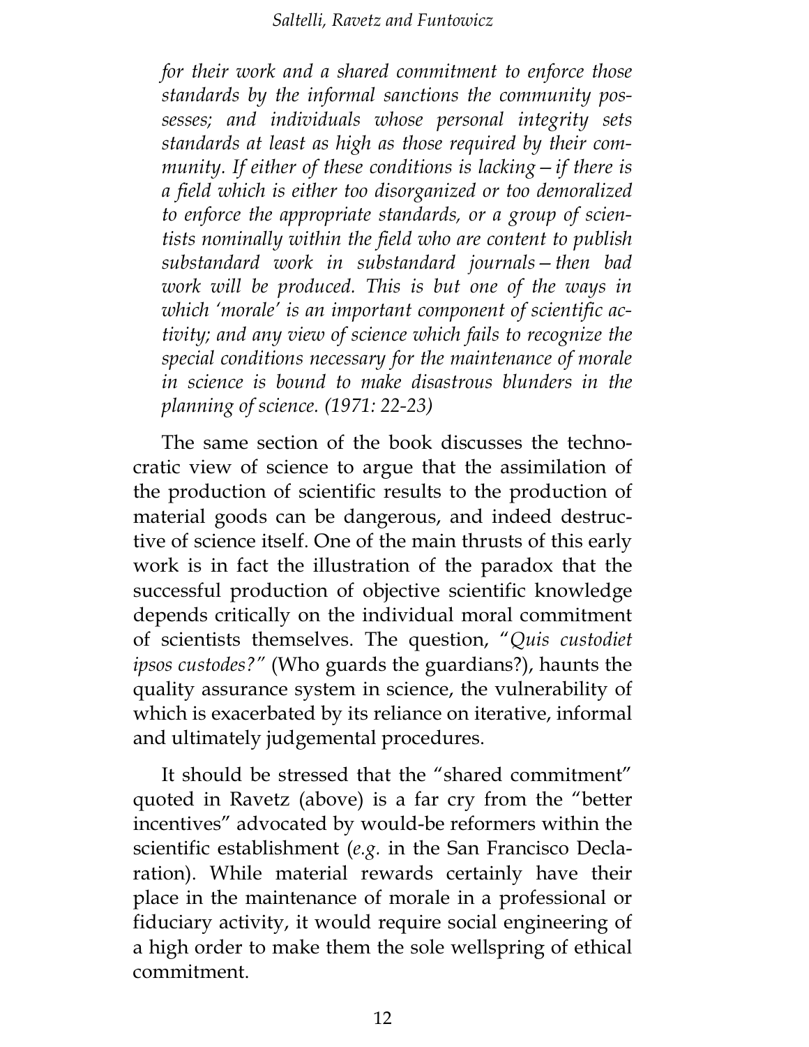*for their work and a shared commitment to enforce those standards by the informal sanctions the community possesses; and individuals whose personal integrity sets standards at least as high as those required by their community. If either of these conditions is lacking—if there is a field which is either too disorganized or too demoralized to enforce the appropriate standards, or a group of scientists nominally within the field who are content to publish substandard work in substandard journals—then bad work will be produced. This is but one of the ways in which 'morale' is an important component of scientific activity; and any view of science which fails to recognize the special conditions necessary for the maintenance of morale in science is bound to make disastrous blunders in the planning of science. (1971: 22-23)*

The same section of the book discusses the technocratic view of science to argue that the assimilation of the production of scientific results to the production of material goods can be dangerous, and indeed destructive of science itself. One of the main thrusts of this early work is in fact the illustration of the paradox that the successful production of objective scientific knowledge depends critically on the individual moral commitment of scientists themselves. The question, "*Quis custodiet ipsos custodes?*" (Who guards the guardians?), haunts the quality assurance system in science, the vulnerability of which is exacerbated by its reliance on iterative, informal and ultimately judgemental procedures.

It should be stressed that the "shared commitment" quoted in Ravetz (above) is a far cry from the "better incentives" advocated by would-be reformers within the scientific establishment (*e.g.* in the San Francisco Declaration). While material rewards certainly have their place in the maintenance of morale in a professional or fiduciary activity, it would require social engineering of a high order to make them the sole wellspring of ethical commitment.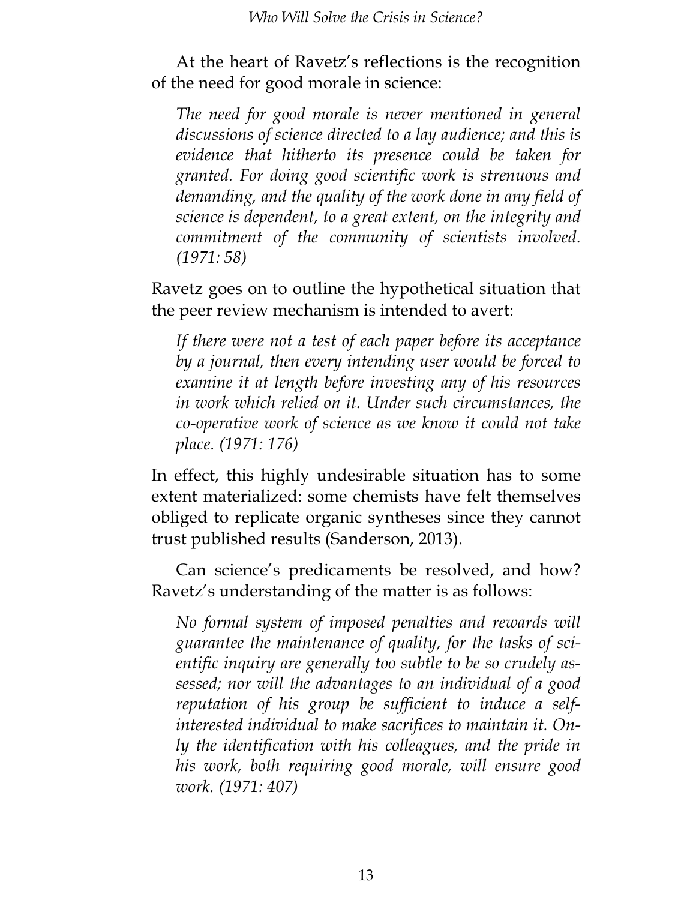At the heart of Ravetz's reflections is the recognition of the need for good morale in science:

> *The need for good morale is never mentioned in general discussions of science directed to a lay audience; and this is evidence that hitherto its presence could be taken for granted. For doing good scientific work is strenuous and demanding, and the quality of the work done in any field of science is dependent, to a great extent, on the integrity and commitment of the community of scientists involved. (1971: 58)*

Ravetz goes on to outline the hypothetical situation that the peer review mechanism is intended to avert:

> *If there were not a test of each paper before its acceptance by a journal, then every intending user would be forced to examine it at length before investing any of his resources in work which relied on it. Under such circumstances, the co-operative work of science as we know it could not take place. (1971: 176)*

In effect, this highly undesirable situation has to some extent materialized: some chemists have felt themselves obliged to replicate organic syntheses since they cannot trust published results (Sanderson, 2013).

Can science's predicaments be resolved, and how? Ravetz's understanding of the matter is as follows:

> *No formal system of imposed penalties and rewards will guarantee the maintenance of quality, for the tasks of scientific inquiry are generally too subtle to be so crudely assessed; nor will the advantages to an individual of a good reputation of his group be sufficient to induce a self-interested individual to make sacrifices to maintain it. Only the identification with his colleagues, and the pride in his work, both requiring good morale, will ensure good work. (1971: 407)*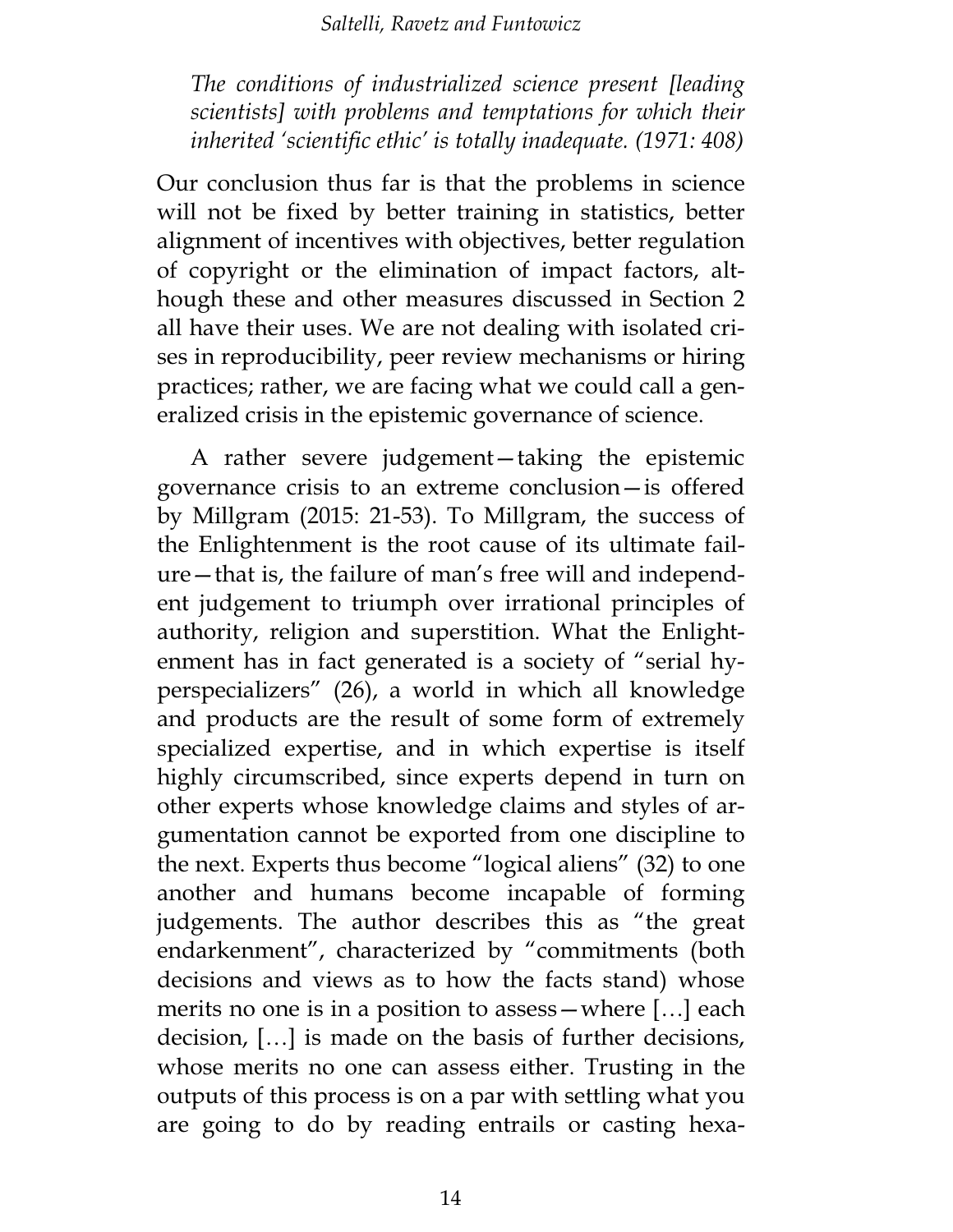> *The conditions of industrialized science present [leading scientists] with problems and temptations for which their inherited 'scientific ethic' is totally inadequate. (1971: 408)*

Our conclusion thus far is that the problems in science will not be fixed by better training in statistics, better alignment of incentives with objectives, better regulation of copyright or the elimination of impact factors, although these and other measures discussed in Section 2 all have their uses. We are not dealing with isolated crises in reproducibility, peer review mechanisms or hiring practices; rather, we are facing what we could call a generalized crisis in the epistemic governance of science.

A rather severe judgement—taking the epistemic governance crisis to an extreme conclusion—is offered by Millgram (2015: 21-53). To Millgram, the success of the Enlightenment is the root cause of its ultimate failure—that is, the failure of man's free will and independent judgement to triumph over irrational principles of authority, religion and superstition. What the Enlightenment has in fact generated is a society of "serial hyperspecializers" (26), a world in which all knowledge and products are the result of some form of extremely specialized expertise, and in which expertise is itself highly circumscribed, since experts depend in turn on other experts whose knowledge claims and styles of argumentation cannot be exported from one discipline to the next. Experts thus become "logical aliens" (32) to one another and humans become incapable of forming judgements. The author describes this as "the great endarkenment", characterized by "commitments (both decisions and views as to how the facts stand) whose merits no one is in a position to assess—where […] each decision, […] is made on the basis of further decisions, whose merits no one can assess either. Trusting in the outputs of this process is on a par with settling what you are going to do by reading entrails or casting hexa-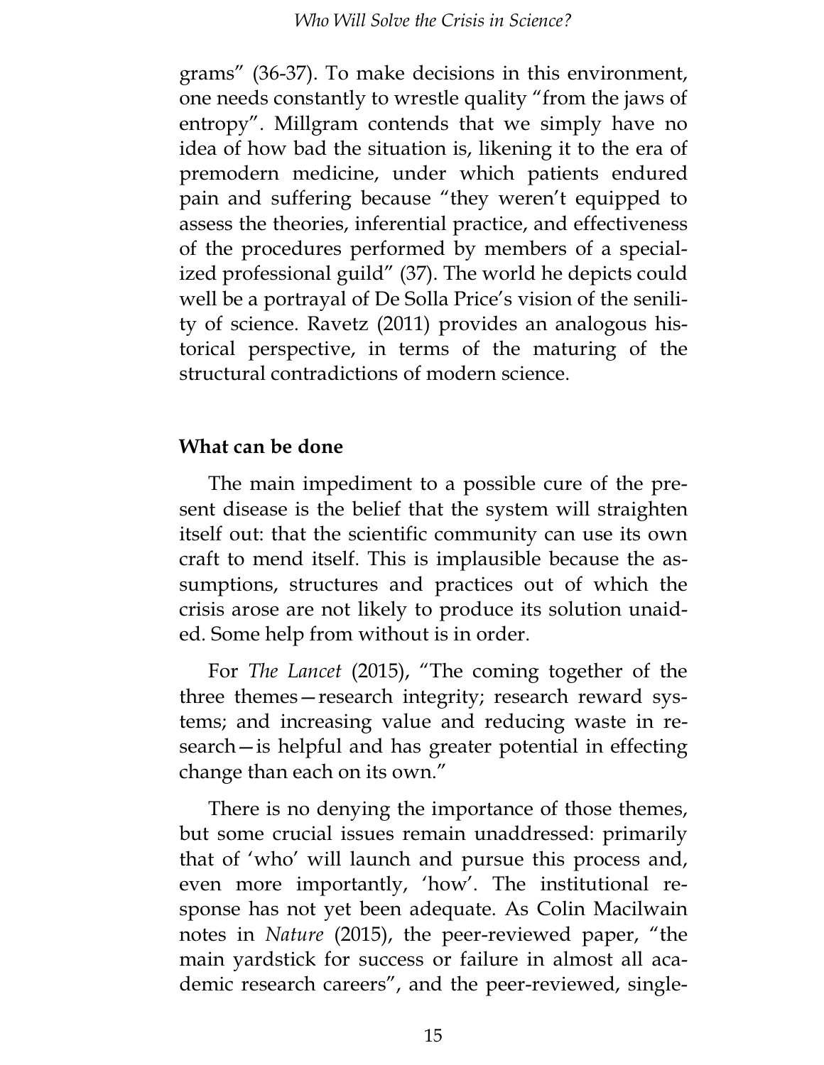grams" (36-37). To make decisions in this environment, one needs constantly to wrestle quality "from the jaws of entropy". Millgram contends that we simply have no idea of how bad the situation is, likening it to the era of premodern medicine, under which patients endured pain and suffering because "they weren't equipped to assess the theories, inferential practice, and effectiveness of the procedures performed by members of a specialized professional guild" (37). The world he depicts could well be a portrayal of De Solla Price's vision of the senility of science. Ravetz (2011) provides an analogous historical perspective, in terms of the maturing of the structural contradictions of modern science.

## What can be done

The main impediment to a possible cure of the present disease is the belief that the system will straighten itself out: that the scientific community can use its own craft to mend itself. This is implausible because the assumptions, structures and practices out of which the crisis arose are not likely to produce its solution unaided. Some help from without is in order.

For *The Lancet* (2015), "The coming together of the three themes—research integrity; research reward systems; and increasing value and reducing waste in research—is helpful and has greater potential in effecting change than each on its own."

There is no denying the importance of those themes, but some crucial issues remain unaddressed: primarily that of 'who' will launch and pursue this process and, even more importantly, 'how'. The institutional response has not yet been adequate. As Colin Macilwain notes in *Nature* (2015), the peer-reviewed paper, "the main yardstick for success or failure in almost all academic research careers", and the peer-reviewed, single-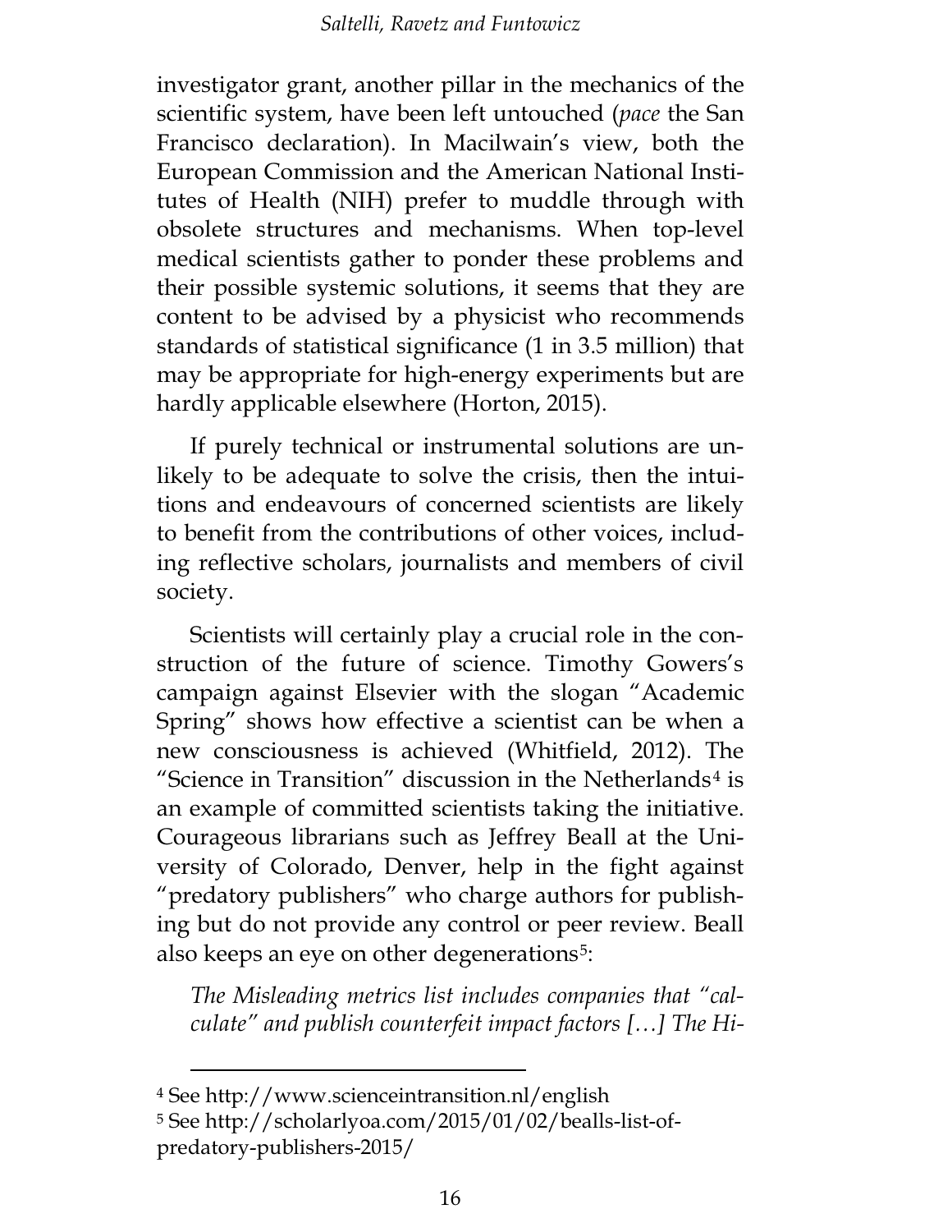investigator grant, another pillar in the mechanics of the scientific system, have been left untouched (*pace* the San Francisco declaration). In Macilwain's view, both the European Commission and the American National Institutes of Health (NIH) prefer to muddle through with obsolete structures and mechanisms. When top-level medical scientists gather to ponder these problems and their possible systemic solutions, it seems that they are content to be advised by a physicist who recommends standards of statistical significance (1 in 3.5 million) that may be appropriate for high-energy experiments but are hardly applicable elsewhere (Horton, 2015).

If purely technical or instrumental solutions are unlikely to be adequate to solve the crisis, then the intuitions and endeavours of concerned scientists are likely to benefit from the contributions of other voices, including reflective scholars, journalists and members of civil society.

Scientists will certainly play a crucial role in the construction of the future of science. Timothy Gowers's campaign against Elsevier with the slogan "Academic Spring" shows how effective a scientist can be when a new consciousness is achieved (Whitfield, 2012). The "Science in Transition" discussion in the Netherlands[4] is an example of committed scientists taking the initiative. Courageous librarians such as Jeffrey Beall at the University of Colorado, Denver, help in the fight against "predatory publishers" who charge authors for publishing but do not provide any control or peer review. Beall also keeps an eye on other degenerations[5]:

*The Misleading metrics list includes companies that "calculate" and publish counterfeit impact factors […] The Hi-*

---

[4] See http://www.scienceintransition.nl/english

[5] See http://scholarlyoa.com/2015/01/02/bealls-list-of-predatory-publishers-2015/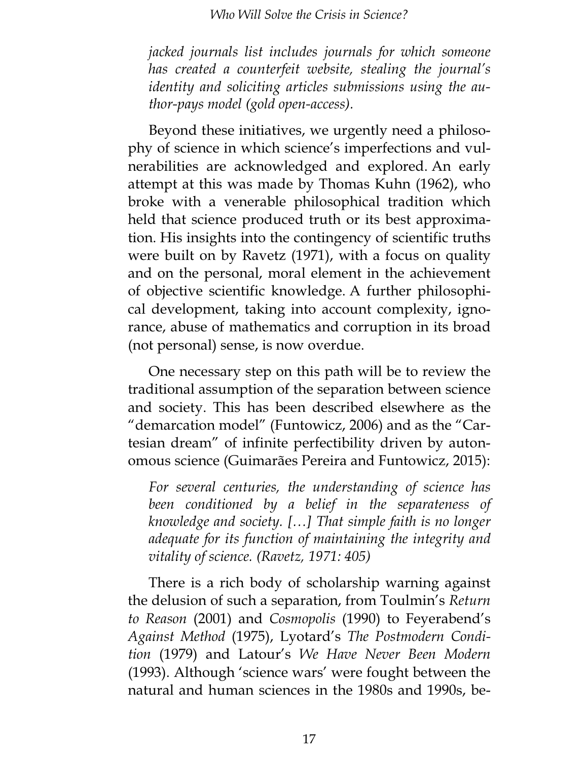*jacked journals list includes journals for which someone has created a counterfeit website, stealing the journal's identity and soliciting articles submissions using the author-pays model (gold open-access).*

Beyond these initiatives, we urgently need a philosophy of science in which science's imperfections and vulnerabilities are acknowledged and explored. An early attempt at this was made by Thomas Kuhn (1962), who broke with a venerable philosophical tradition which held that science produced truth or its best approximation. His insights into the contingency of scientific truths were built on by Ravetz (1971), with a focus on quality and on the personal, moral element in the achievement of objective scientific knowledge. A further philosophical development, taking into account complexity, ignorance, abuse of mathematics and corruption in its broad (not personal) sense, is now overdue.

One necessary step on this path will be to review the traditional assumption of the separation between science and society. This has been described elsewhere as the "demarcation model" (Funtowicz, 2006) and as the "Cartesian dream" of infinite perfectibility driven by autonomous science (Guimarães Pereira and Funtowicz, 2015):

*For several centuries, the understanding of science has been conditioned by a belief in the separateness of knowledge and society. […] That simple faith is no longer adequate for its function of maintaining the integrity and vitality of science. (Ravetz, 1971: 405)*

There is a rich body of scholarship warning against the delusion of such a separation, from Toulmin's *Return to Reason* (2001) and *Cosmopolis* (1990) to Feyerabend's *Against Method* (1975), Lyotard's *The Postmodern Condition* (1979) and Latour's *We Have Never Been Modern* (1993). Although 'science wars' were fought between the natural and human sciences in the 1980s and 1990s, be-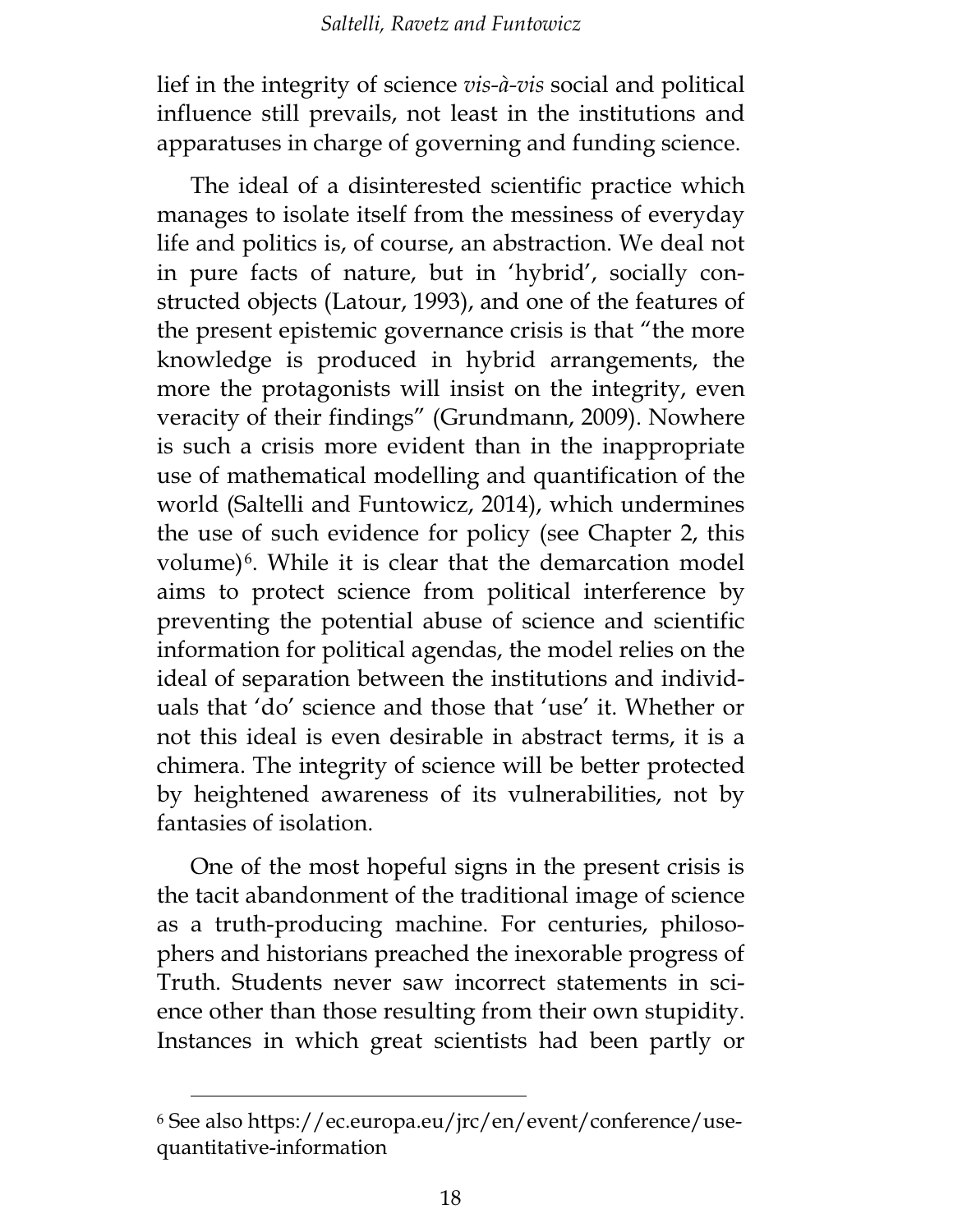lief in the integrity of science *vis-à-vis* social and political influence still prevails, not least in the institutions and apparatuses in charge of governing and funding science.

The ideal of a disinterested scientific practice which manages to isolate itself from the messiness of everyday life and politics is, of course, an abstraction. We deal not in pure facts of nature, but in 'hybrid', socially constructed objects (Latour, 1993), and one of the features of the present epistemic governance crisis is that "the more knowledge is produced in hybrid arrangements, the more the protagonists will insist on the integrity, even veracity of their findings" (Grundmann, 2009). Nowhere is such a crisis more evident than in the inappropriate use of mathematical modelling and quantification of the world (Saltelli and Funtowicz, 2014), which undermines the use of such evidence for policy (see Chapter 2, this volume)[6]. While it is clear that the demarcation model aims to protect science from political interference by preventing the potential abuse of science and scientific information for political agendas, the model relies on the ideal of separation between the institutions and individuals that 'do' science and those that 'use' it. Whether or not this ideal is even desirable in abstract terms, it is a chimera. The integrity of science will be better protected by heightened awareness of its vulnerabilities, not by fantasies of isolation.

One of the most hopeful signs in the present crisis is the tacit abandonment of the traditional image of science as a truth-producing machine. For centuries, philosophers and historians preached the inexorable progress of Truth. Students never saw incorrect statements in science other than those resulting from their own stupidity. Instances in which great scientists had been partly or

[6] See also https://ec.europa.eu/jrc/en/event/conference/use-quantitative-information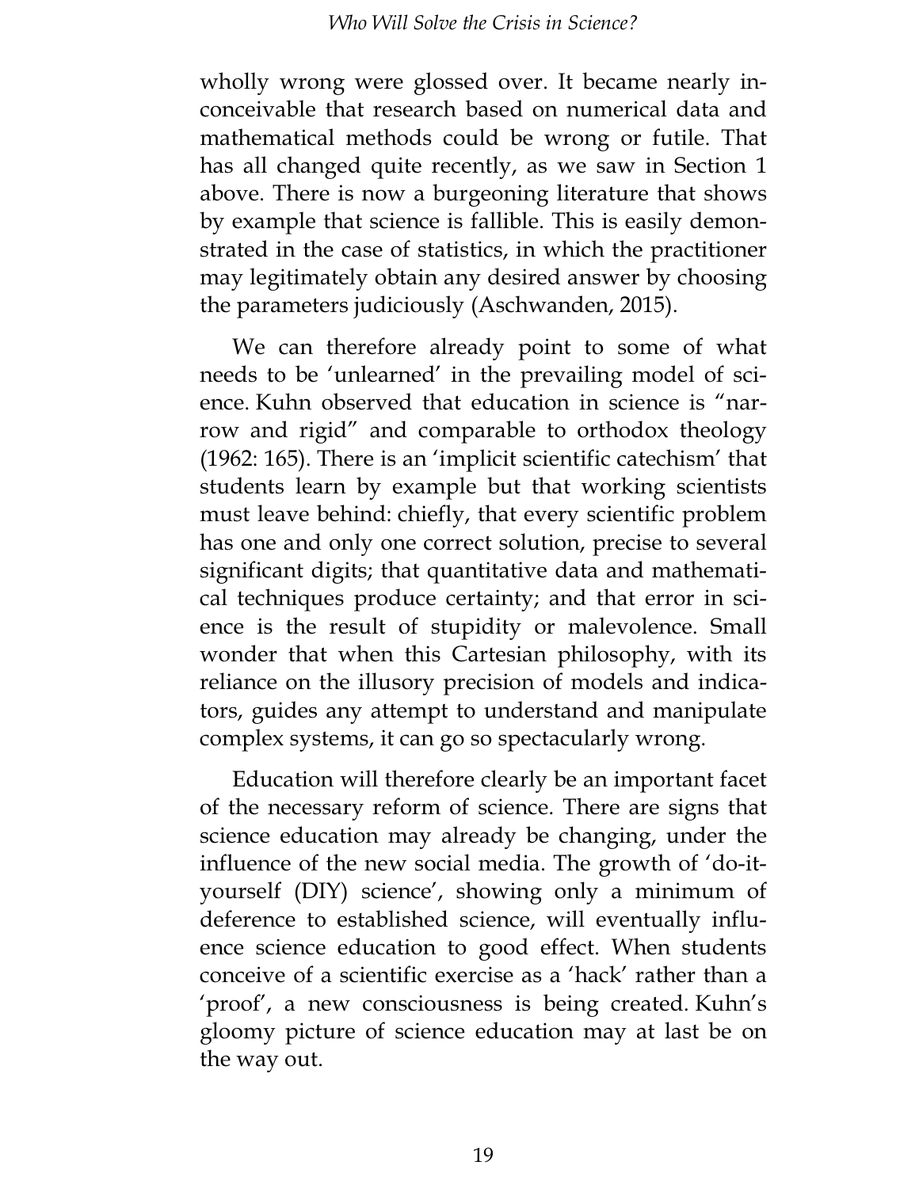wholly wrong were glossed over. It became nearly inconceivable that research based on numerical data and mathematical methods could be wrong or futile. That has all changed quite recently, as we saw in Section 1 above. There is now a burgeoning literature that shows by example that science is fallible. This is easily demonstrated in the case of statistics, in which the practitioner may legitimately obtain any desired answer by choosing the parameters judiciously (Aschwanden, 2015).

We can therefore already point to some of what needs to be 'unlearned' in the prevailing model of science. Kuhn observed that education in science is "narrow and rigid" and comparable to orthodox theology (1962: 165). There is an 'implicit scientific catechism' that students learn by example but that working scientists must leave behind: chiefly, that every scientific problem has one and only one correct solution, precise to several significant digits; that quantitative data and mathematical techniques produce certainty; and that error in science is the result of stupidity or malevolence. Small wonder that when this Cartesian philosophy, with its reliance on the illusory precision of models and indicators, guides any attempt to understand and manipulate complex systems, it can go so spectacularly wrong.

Education will therefore clearly be an important facet of the necessary reform of science. There are signs that science education may already be changing, under the influence of the new social media. The growth of 'do-it-yourself (DIY) science', showing only a minimum of deference to established science, will eventually influence science education to good effect. When students conceive of a scientific exercise as a 'hack' rather than a 'proof', a new consciousness is being created. Kuhn's gloomy picture of science education may at last be on the way out.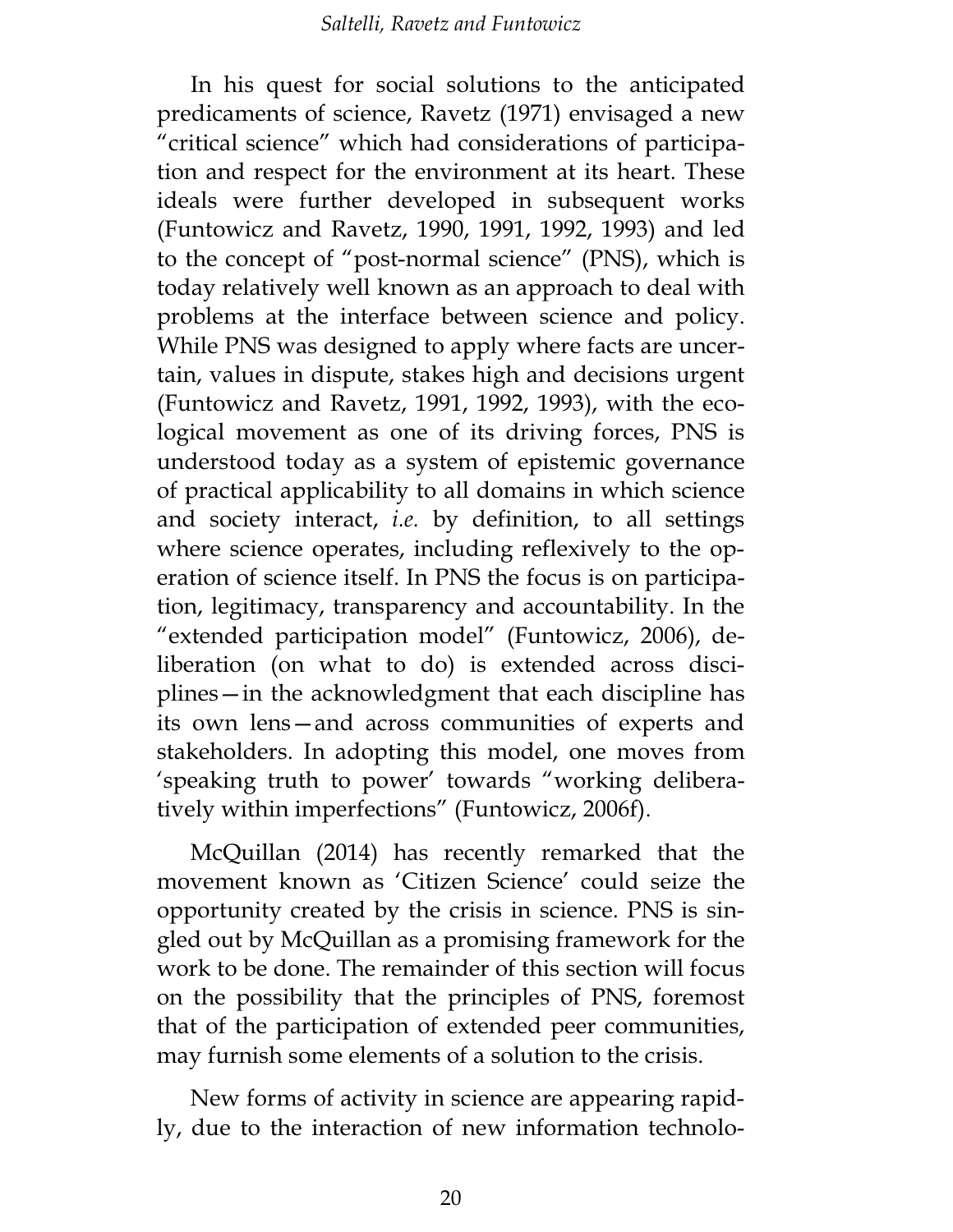In his quest for social solutions to the anticipated predicaments of science, Ravetz (1971) envisaged a new "critical science" which had considerations of participation and respect for the environment at its heart. These ideals were further developed in subsequent works (Funtowicz and Ravetz, 1990, 1991, 1992, 1993) and led to the concept of "post-normal science" (PNS), which is today relatively well known as an approach to deal with problems at the interface between science and policy. While PNS was designed to apply where facts are uncertain, values in dispute, stakes high and decisions urgent (Funtowicz and Ravetz, 1991, 1992, 1993), with the ecological movement as one of its driving forces, PNS is understood today as a system of epistemic governance of practical applicability to all domains in which science and society interact, *i.e.* by definition, to all settings where science operates, including reflexively to the operation of science itself. In PNS the focus is on participation, legitimacy, transparency and accountability. In the "extended participation model" (Funtowicz, 2006), deliberation (on what to do) is extended across disciplines—in the acknowledgment that each discipline has its own lens—and across communities of experts and stakeholders. In adopting this model, one moves from 'speaking truth to power' towards "working deliberatively within imperfections" (Funtowicz, 2006f).

McQuillan (2014) has recently remarked that the movement known as 'Citizen Science' could seize the opportunity created by the crisis in science. PNS is singled out by McQuillan as a promising framework for the work to be done. The remainder of this section will focus on the possibility that the principles of PNS, foremost that of the participation of extended peer communities, may furnish some elements of a solution to the crisis.

New forms of activity in science are appearing rapidly, due to the interaction of new information technolo-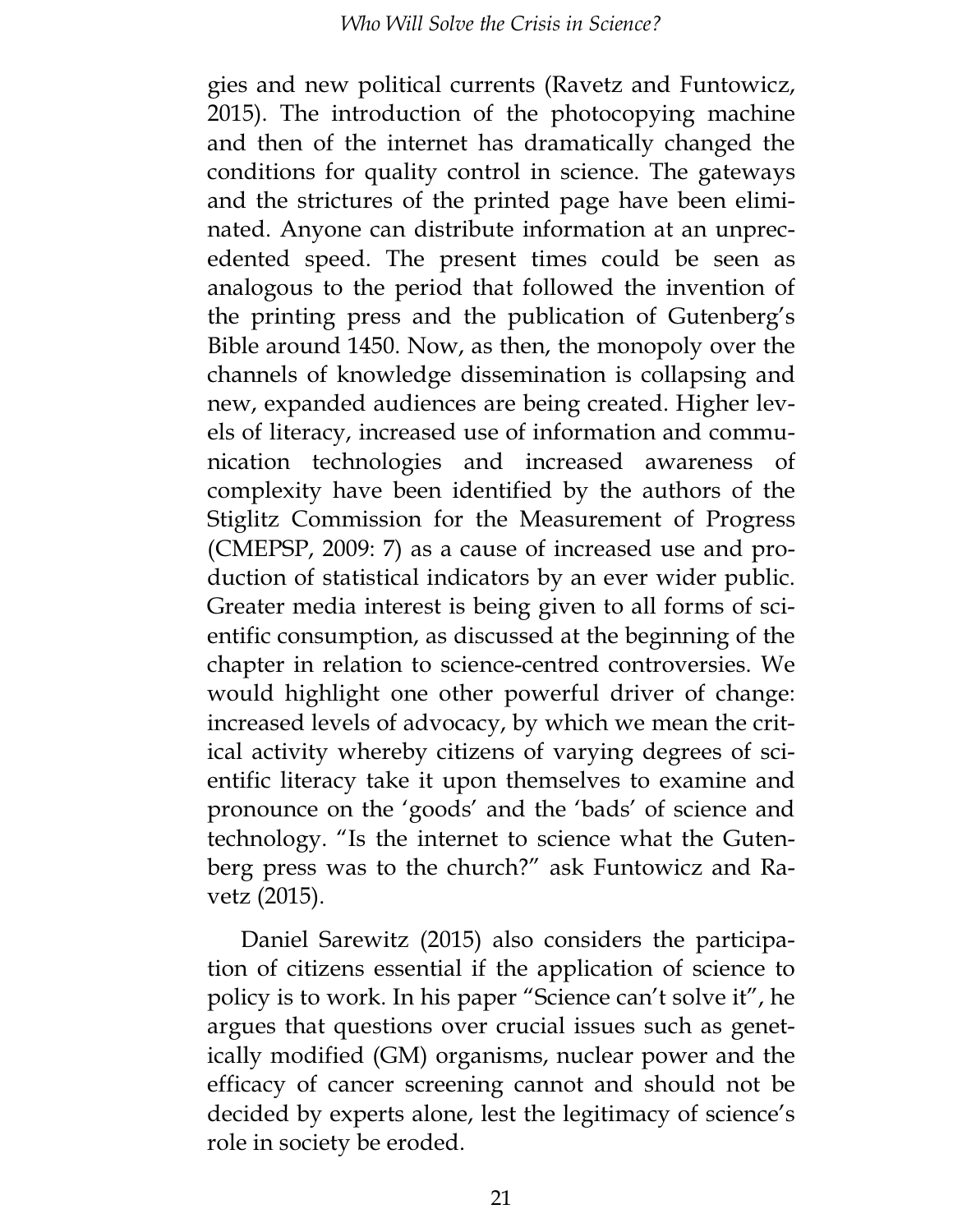gies and new political currents (Ravetz and Funtowicz, 2015). The introduction of the photocopying machine and then of the internet has dramatically changed the conditions for quality control in science. The gateways and the strictures of the printed page have been eliminated. Anyone can distribute information at an unprecedented speed. The present times could be seen as analogous to the period that followed the invention of the printing press and the publication of Gutenberg's Bible around 1450. Now, as then, the monopoly over the channels of knowledge dissemination is collapsing and new, expanded audiences are being created. Higher levels of literacy, increased use of information and communication technologies and increased awareness of complexity have been identified by the authors of the Stiglitz Commission for the Measurement of Progress (CMEPSP, 2009: 7) as a cause of increased use and production of statistical indicators by an ever wider public. Greater media interest is being given to all forms of scientific consumption, as discussed at the beginning of the chapter in relation to science-centred controversies. We would highlight one other powerful driver of change: increased levels of advocacy, by which we mean the critical activity whereby citizens of varying degrees of scientific literacy take it upon themselves to examine and pronounce on the 'goods' and the 'bads' of science and technology. "Is the internet to science what the Gutenberg press was to the church?" ask Funtowicz and Ravetz (2015).

Daniel Sarewitz (2015) also considers the participation of citizens essential if the application of science to policy is to work. In his paper "Science can't solve it", he argues that questions over crucial issues such as genetically modified (GM) organisms, nuclear power and the efficacy of cancer screening cannot and should not be decided by experts alone, lest the legitimacy of science's role in society be eroded.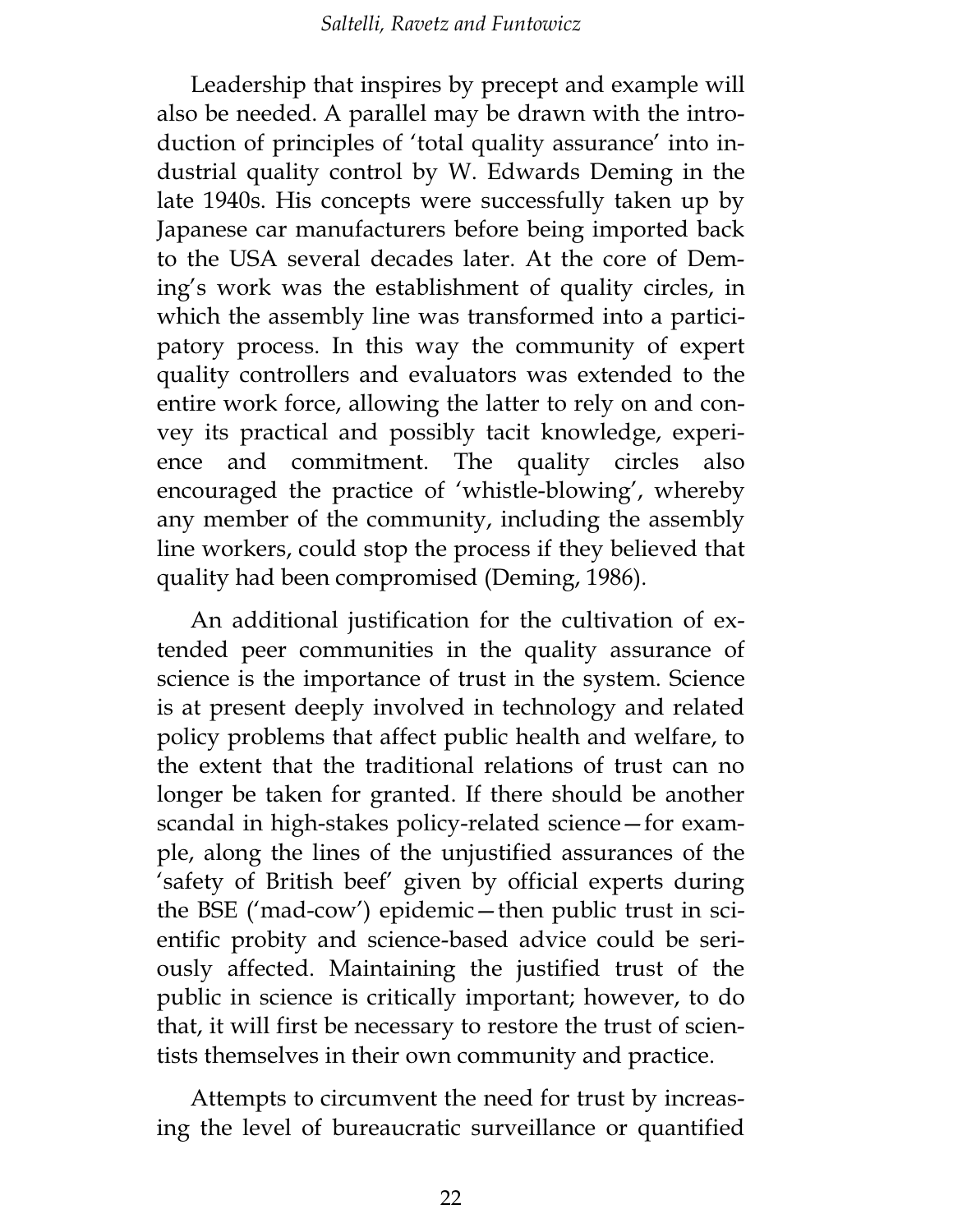Leadership that inspires by precept and example will also be needed. A parallel may be drawn with the introduction of principles of 'total quality assurance' into industrial quality control by W. Edwards Deming in the late 1940s. His concepts were successfully taken up by Japanese car manufacturers before being imported back to the USA several decades later. At the core of Deming's work was the establishment of quality circles, in which the assembly line was transformed into a participatory process. In this way the community of expert quality controllers and evaluators was extended to the entire work force, allowing the latter to rely on and convey its practical and possibly tacit knowledge, experience and commitment. The quality circles also encouraged the practice of 'whistle-blowing', whereby any member of the community, including the assembly line workers, could stop the process if they believed that quality had been compromised (Deming, 1986).

An additional justification for the cultivation of extended peer communities in the quality assurance of science is the importance of trust in the system. Science is at present deeply involved in technology and related policy problems that affect public health and welfare, to the extent that the traditional relations of trust can no longer be taken for granted. If there should be another scandal in high-stakes policy-related science—for example, along the lines of the unjustified assurances of the 'safety of British beef' given by official experts during the BSE ('mad-cow') epidemic—then public trust in scientific probity and science-based advice could be seriously affected. Maintaining the justified trust of the public in science is critically important; however, to do that, it will first be necessary to restore the trust of scientists themselves in their own community and practice.

Attempts to circumvent the need for trust by increasing the level of bureaucratic surveillance or quantified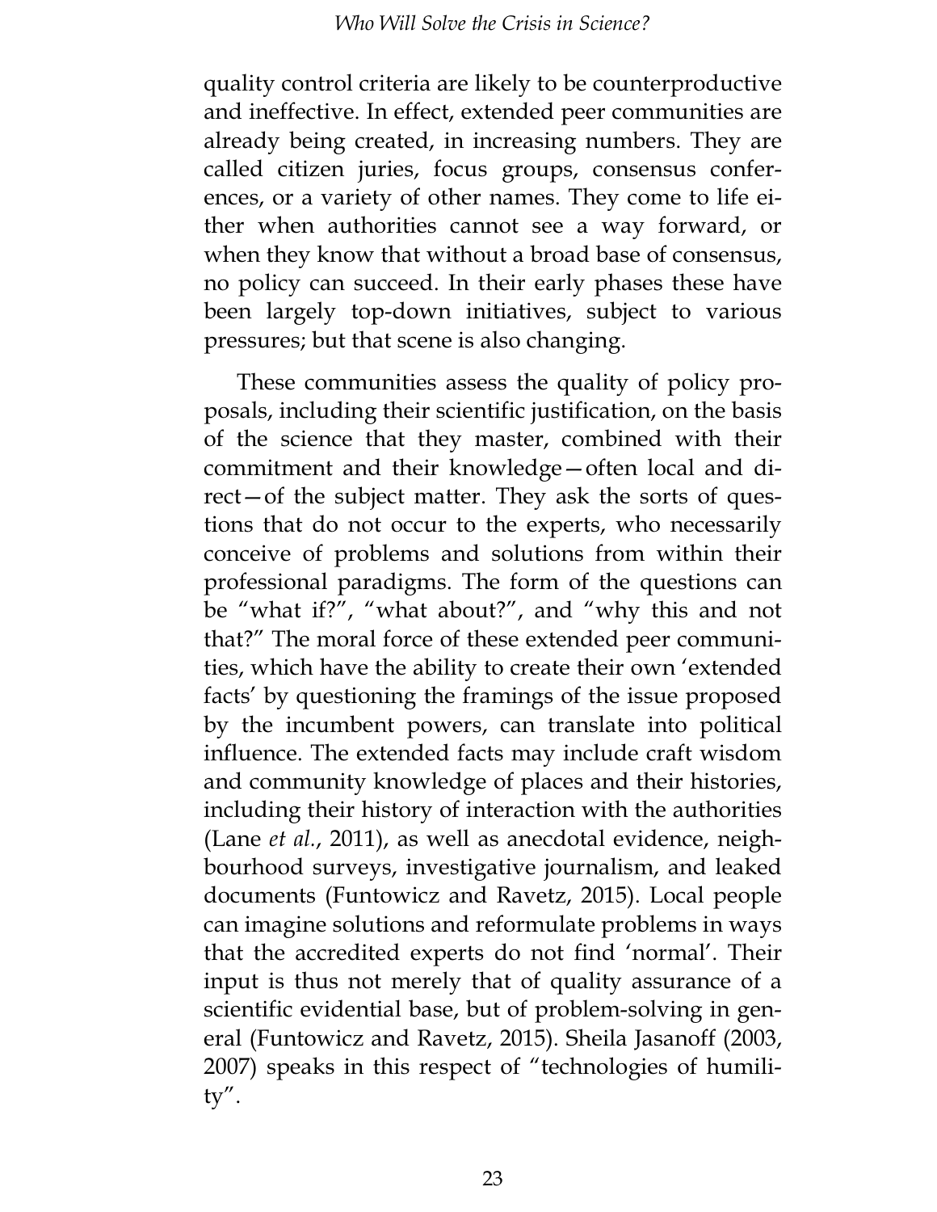quality control criteria are likely to be counterproductive and ineffective. In effect, extended peer communities are already being created, in increasing numbers. They are called citizen juries, focus groups, consensus conferences, or a variety of other names. They come to life either when authorities cannot see a way forward, or when they know that without a broad base of consensus, no policy can succeed. In their early phases these have been largely top-down initiatives, subject to various pressures; but that scene is also changing.

These communities assess the quality of policy proposals, including their scientific justification, on the basis of the science that they master, combined with their commitment and their knowledge—often local and direct—of the subject matter. They ask the sorts of questions that do not occur to the experts, who necessarily conceive of problems and solutions from within their professional paradigms. The form of the questions can be "what if?", "what about?", and "why this and not that?" The moral force of these extended peer communities, which have the ability to create their own 'extended facts' by questioning the framings of the issue proposed by the incumbent powers, can translate into political influence. The extended facts may include craft wisdom and community knowledge of places and their histories, including their history of interaction with the authorities (Lane *et al.*, 2011), as well as anecdotal evidence, neighbourhood surveys, investigative journalism, and leaked documents (Funtowicz and Ravetz, 2015). Local people can imagine solutions and reformulate problems in ways that the accredited experts do not find 'normal'. Their input is thus not merely that of quality assurance of a scientific evidential base, but of problem-solving in general (Funtowicz and Ravetz, 2015). Sheila Jasanoff (2003, 2007) speaks in this respect of "technologies of humility".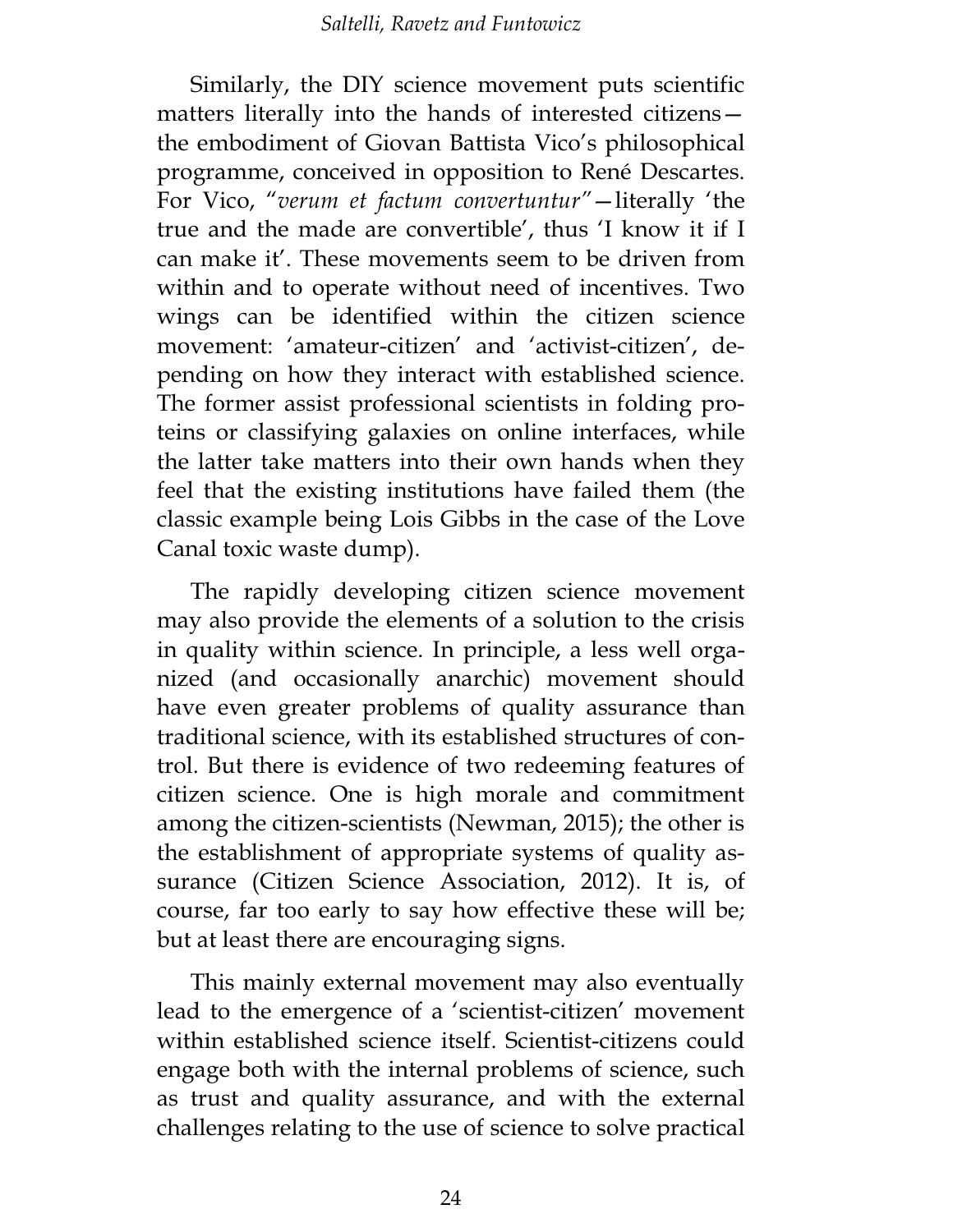Similarly, the DIY science movement puts scientific matters literally into the hands of interested citizens—the embodiment of Giovan Battista Vico's philosophical programme, conceived in opposition to René Descartes. For Vico, "*verum et factum convertuntur*"—literally 'the true and the made are convertible', thus 'I know it if I can make it'. These movements seem to be driven from within and to operate without need of incentives. Two wings can be identified within the citizen science movement: 'amateur-citizen' and 'activist-citizen', depending on how they interact with established science. The former assist professional scientists in folding proteins or classifying galaxies on online interfaces, while the latter take matters into their own hands when they feel that the existing institutions have failed them (the classic example being Lois Gibbs in the case of the Love Canal toxic waste dump).

The rapidly developing citizen science movement may also provide the elements of a solution to the crisis in quality within science. In principle, a less well organized (and occasionally anarchic) movement should have even greater problems of quality assurance than traditional science, with its established structures of control. But there is evidence of two redeeming features of citizen science. One is high morale and commitment among the citizen-scientists (Newman, 2015); the other is the establishment of appropriate systems of quality assurance (Citizen Science Association, 2012). It is, of course, far too early to say how effective these will be; but at least there are encouraging signs.

This mainly external movement may also eventually lead to the emergence of a 'scientist-citizen' movement within established science itself. Scientist-citizens could engage both with the internal problems of science, such as trust and quality assurance, and with the external challenges relating to the use of science to solve practical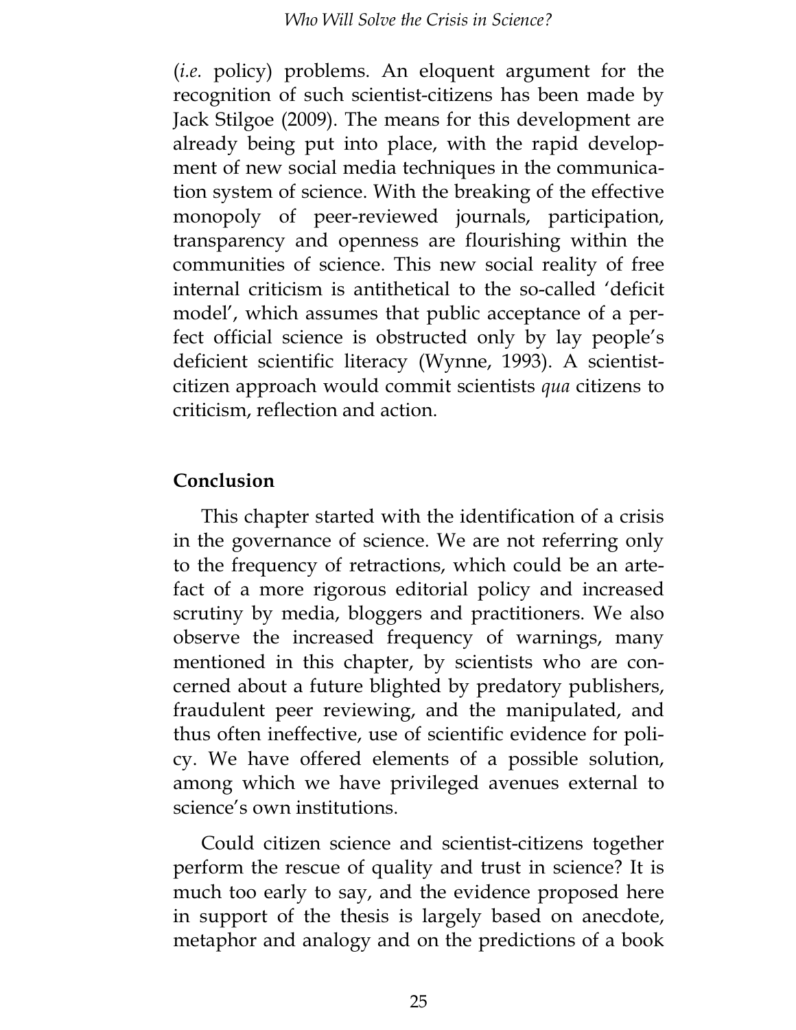(*i.e.* policy) problems. An eloquent argument for the recognition of such scientist-citizens has been made by Jack Stilgoe (2009). The means for this development are already being put into place, with the rapid development of new social media techniques in the communication system of science. With the breaking of the effective monopoly of peer-reviewed journals, participation, transparency and openness are flourishing within the communities of science. This new social reality of free internal criticism is antithetical to the so-called 'deficit model', which assumes that public acceptance of a perfect official science is obstructed only by lay people's deficient scientific literacy (Wynne, 1993). A scientist-citizen approach would commit scientists *qua* citizens to criticism, reflection and action.

## Conclusion

This chapter started with the identification of a crisis in the governance of science. We are not referring only to the frequency of retractions, which could be an artefact of a more rigorous editorial policy and increased scrutiny by media, bloggers and practitioners. We also observe the increased frequency of warnings, many mentioned in this chapter, by scientists who are concerned about a future blighted by predatory publishers, fraudulent peer reviewing, and the manipulated, and thus often ineffective, use of scientific evidence for policy. We have offered elements of a possible solution, among which we have privileged avenues external to science's own institutions.

Could citizen science and scientist-citizens together perform the rescue of quality and trust in science? It is much too early to say, and the evidence proposed here in support of the thesis is largely based on anecdote, metaphor and analogy and on the predictions of a book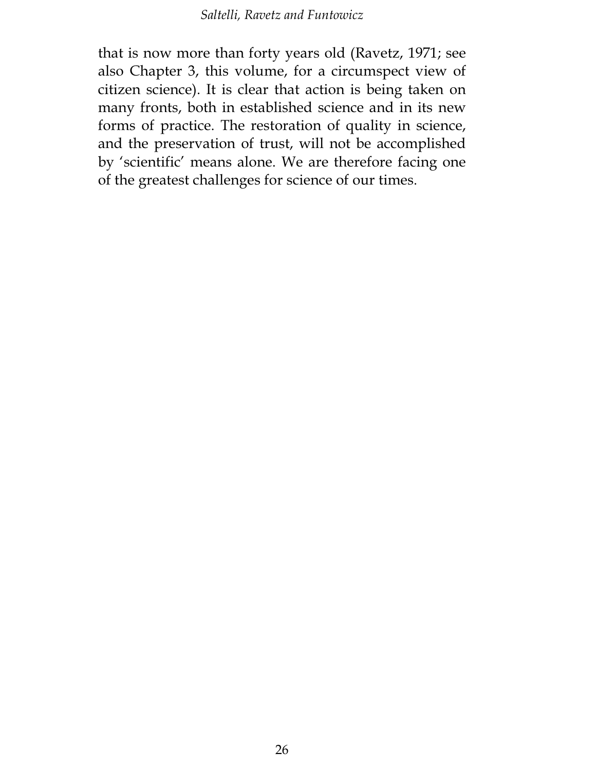that is now more than forty years old (Ravetz, 1971; see also Chapter 3, this volume, for a circumspect view of citizen science). It is clear that action is being taken on many fronts, both in established science and in its new forms of practice. The restoration of quality in science, and the preservation of trust, will not be accomplished by 'scientific' means alone. We are therefore facing one of the greatest challenges for science of our times.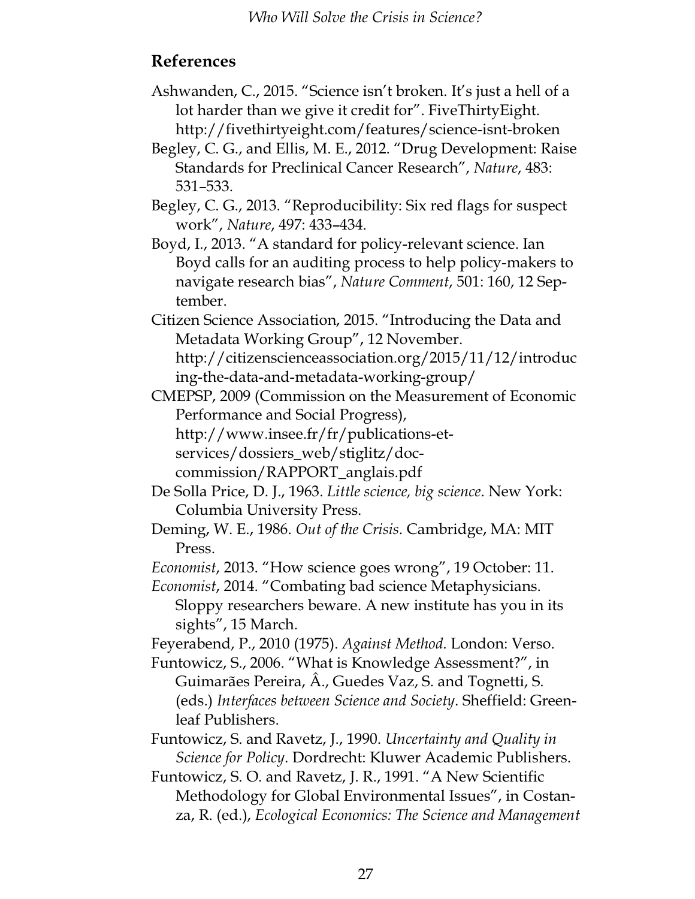## References

Ashwanden, C., 2015. "Science isn't broken. It's just a hell of a lot harder than we give it credit for". FiveThirtyEight. http://fivethirtyeight.com/features/science-isnt-broken

Begley, C. G., and Ellis, M. E., 2012. "Drug Development: Raise Standards for Preclinical Cancer Research", *Nature*, 483: 531–533.

Begley, C. G., 2013. "Reproducibility: Six red flags for suspect work", *Nature*, 497: 433–434.

Boyd, I., 2013. "A standard for policy-relevant science. Ian Boyd calls for an auditing process to help policy-makers to navigate research bias", *Nature Comment*, 501: 160, 12 September.

Citizen Science Association, 2015. "Introducing the Data and Metadata Working Group", 12 November. http://citizenscienceassociation.org/2015/11/12/introducing-the-data-and-metadata-working-group/

CMEPSP, 2009 (Commission on the Measurement of Economic Performance and Social Progress), http://www.insee.fr/fr/publications-et-services/dossiers_web/stiglitz/doc-commission/RAPPORT_anglais.pdf

De Solla Price, D. J., 1963. *Little science, big science*. New York: Columbia University Press.

Deming, W. E., 1986. *Out of the Crisis*. Cambridge, MA: MIT Press.

*Economist*, 2013. "How science goes wrong", 19 October: 11.

*Economist*, 2014. "Combating bad science Metaphysicians. Sloppy researchers beware. A new institute has you in its sights", 15 March.

Feyerabend, P., 2010 (1975). *Against Method*. London: Verso.

Funtowicz, S., 2006. "What is Knowledge Assessment?", in Guimarães Pereira, Â., Guedes Vaz, S. and Tognetti, S. (eds.) *Interfaces between Science and Society*. Sheffield: Greenleaf Publishers.

Funtowicz, S. and Ravetz, J., 1990. *Uncertainty and Quality in Science for Policy*. Dordrecht: Kluwer Academic Publishers.

Funtowicz, S. O. and Ravetz, J. R., 1991. "A New Scientific Methodology for Global Environmental Issues", in Costanza, R. (ed.), *Ecological Economics: The Science and Management*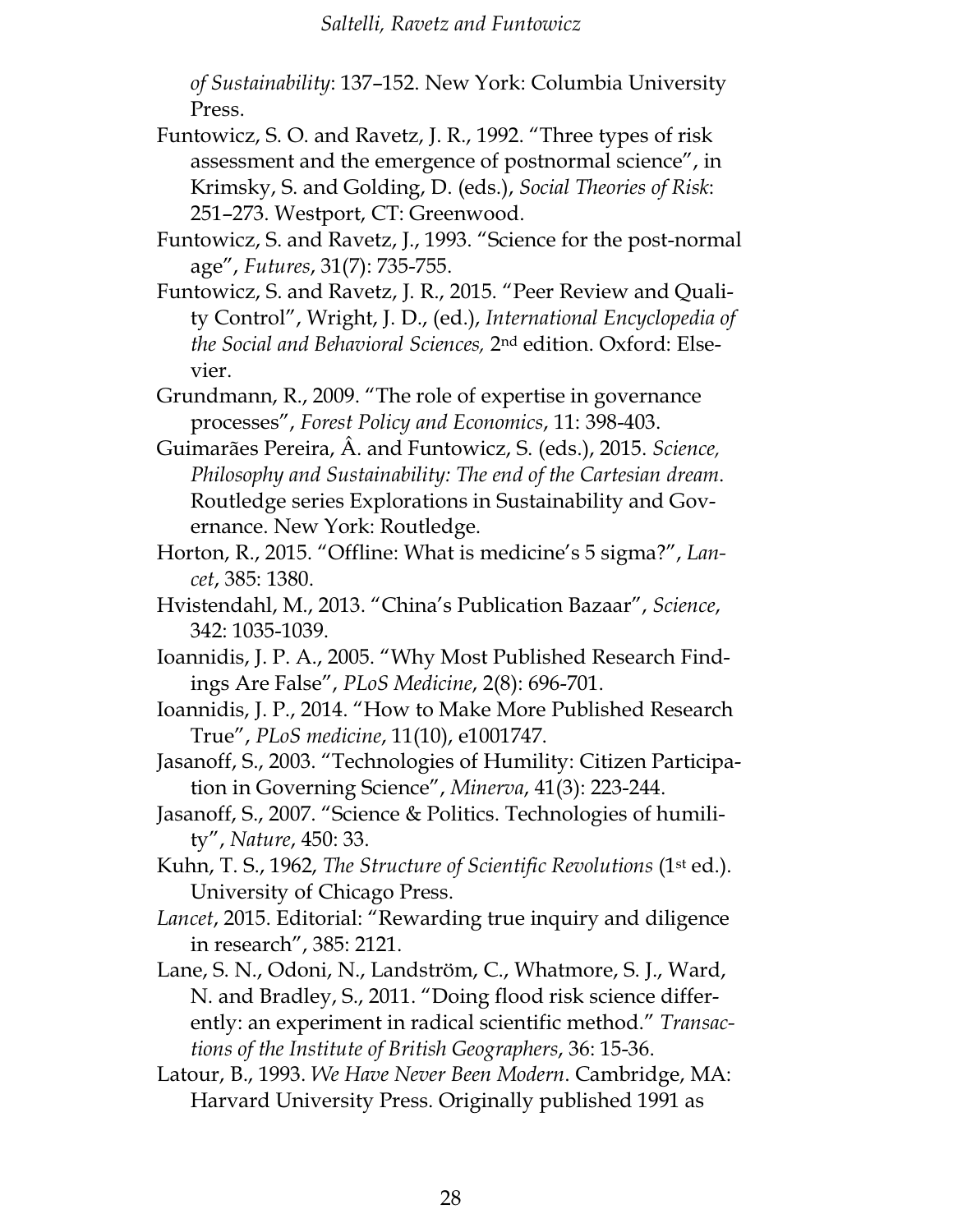*of Sustainability*: 137–152. New York: Columbia University Press.

Funtowicz, S. O. and Ravetz, J. R., 1992. "Three types of risk assessment and the emergence of postnormal science", in Krimsky, S. and Golding, D. (eds.), *Social Theories of Risk*: 251–273. Westport, CT: Greenwood.

Funtowicz, S. and Ravetz, J., 1993. "Science for the post-normal age", *Futures*, 31(7): 735-755.

Funtowicz, S. and Ravetz, J. R., 2015. "Peer Review and Quality Control", Wright, J. D., (ed.), *International Encyclopedia of the Social and Behavioral Sciences,* 2nd edition. Oxford: Elsevier.

Grundmann, R., 2009. "The role of expertise in governance processes", *Forest Policy and Economics*, 11: 398-403.

Guimarães Pereira, Â. and Funtowicz, S. (eds.), 2015. *Science, Philosophy and Sustainability: The end of the Cartesian dream*. Routledge series Explorations in Sustainability and Governance. New York: Routledge.

Horton, R., 2015. "Offline: What is medicine's 5 sigma?", *Lancet*, 385: 1380.

Hvistendahl, M., 2013. "China's Publication Bazaar", *Science*, 342: 1035-1039.

Ioannidis, J. P. A., 2005. "Why Most Published Research Findings Are False", *PLoS Medicine*, 2(8): 696-701.

Ioannidis, J. P., 2014. "How to Make More Published Research True", *PLoS medicine*, 11(10), e1001747.

Jasanoff, S., 2003. "Technologies of Humility: Citizen Participation in Governing Science", *Minerva*, 41(3): 223-244.

Jasanoff, S., 2007. "Science & Politics. Technologies of humility", *Nature*, 450: 33.

Kuhn, T. S., 1962, *The Structure of Scientific Revolutions* (1st ed.). University of Chicago Press.

*Lancet*, 2015. Editorial: "Rewarding true inquiry and diligence in research", 385: 2121.

Lane, S. N., Odoni, N., Landström, C., Whatmore, S. J., Ward, N. and Bradley, S., 2011. "Doing flood risk science differently: an experiment in radical scientific method." *Transactions of the Institute of British Geographers*, 36: 15-36.

Latour, B., 1993. *We Have Never Been Modern*. Cambridge, MA: Harvard University Press. Originally published 1991 as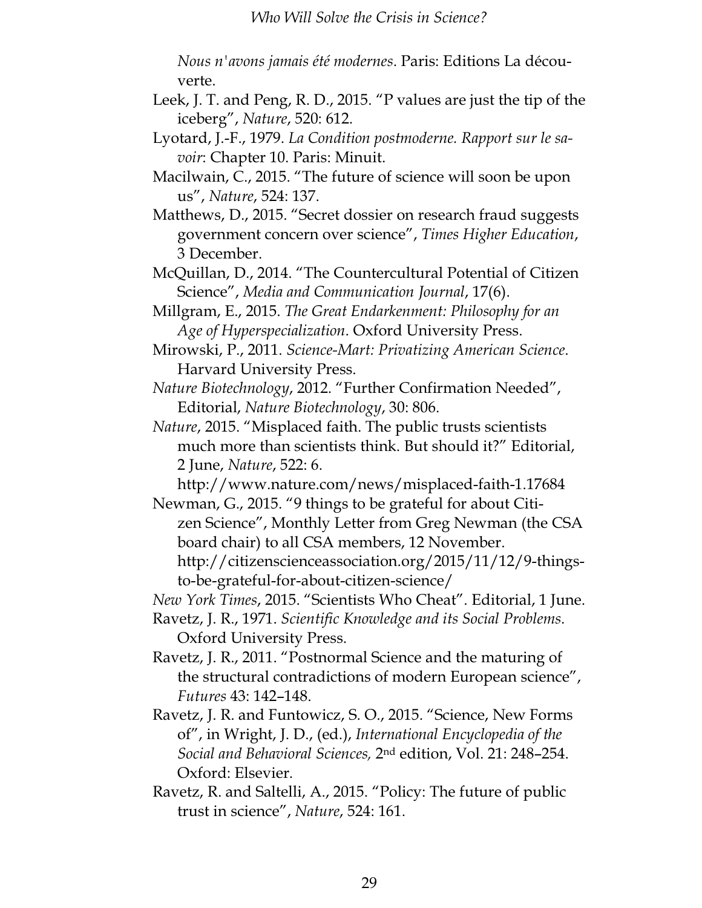*Nous n'avons jamais été modernes*. Paris: Editions La découverte.

Leek, J. T. and Peng, R. D., 2015. "P values are just the tip of the iceberg", *Nature*, 520: 612.

Lyotard, J.-F., 1979. *La Condition postmoderne. Rapport sur le savoir*: Chapter 10. Paris: Minuit.

Macilwain, C., 2015. "The future of science will soon be upon us", *Nature*, 524: 137.

Matthews, D., 2015. "Secret dossier on research fraud suggests government concern over science", *Times Higher Education*, 3 December.

McQuillan, D., 2014. "The Countercultural Potential of Citizen Science", *Media and Communication Journal*, 17(6).

Millgram, E., 2015. *The Great Endarkenment: Philosophy for an Age of Hyperspecialization*. Oxford University Press.

Mirowski, P., 2011. *Science-Mart: Privatizing American Science*. Harvard University Press.

*Nature Biotechnology*, 2012. "Further Confirmation Needed", Editorial, *Nature Biotechnology*, 30: 806.

*Nature*, 2015. "Misplaced faith. The public trusts scientists much more than scientists think. But should it?" Editorial, 2 June, *Nature*, 522: 6. http://www.nature.com/news/misplaced-faith-1.17684

Newman, G., 2015. "9 things to be grateful for about Citizen Science", Monthly Letter from Greg Newman (the CSA board chair) to all CSA members, 12 November. http://citizenscienceassociation.org/2015/11/12/9-things-to-be-grateful-for-about-citizen-science/

*New York Times*, 2015. "Scientists Who Cheat". Editorial, 1 June.

Ravetz, J. R., 1971. *Scientific Knowledge and its Social Problems*. Oxford University Press.

Ravetz, J. R., 2011. "Postnormal Science and the maturing of the structural contradictions of modern European science", *Futures* 43: 142–148.

Ravetz, J. R. and Funtowicz, S. O., 2015. "Science, New Forms of", in Wright, J. D., (ed.), *International Encyclopedia of the Social and Behavioral Sciences,* 2nd edition, Vol. 21: 248–254. Oxford: Elsevier.

Ravetz, R. and Saltelli, A., 2015. "Policy: The future of public trust in science", *Nature*, 524: 161.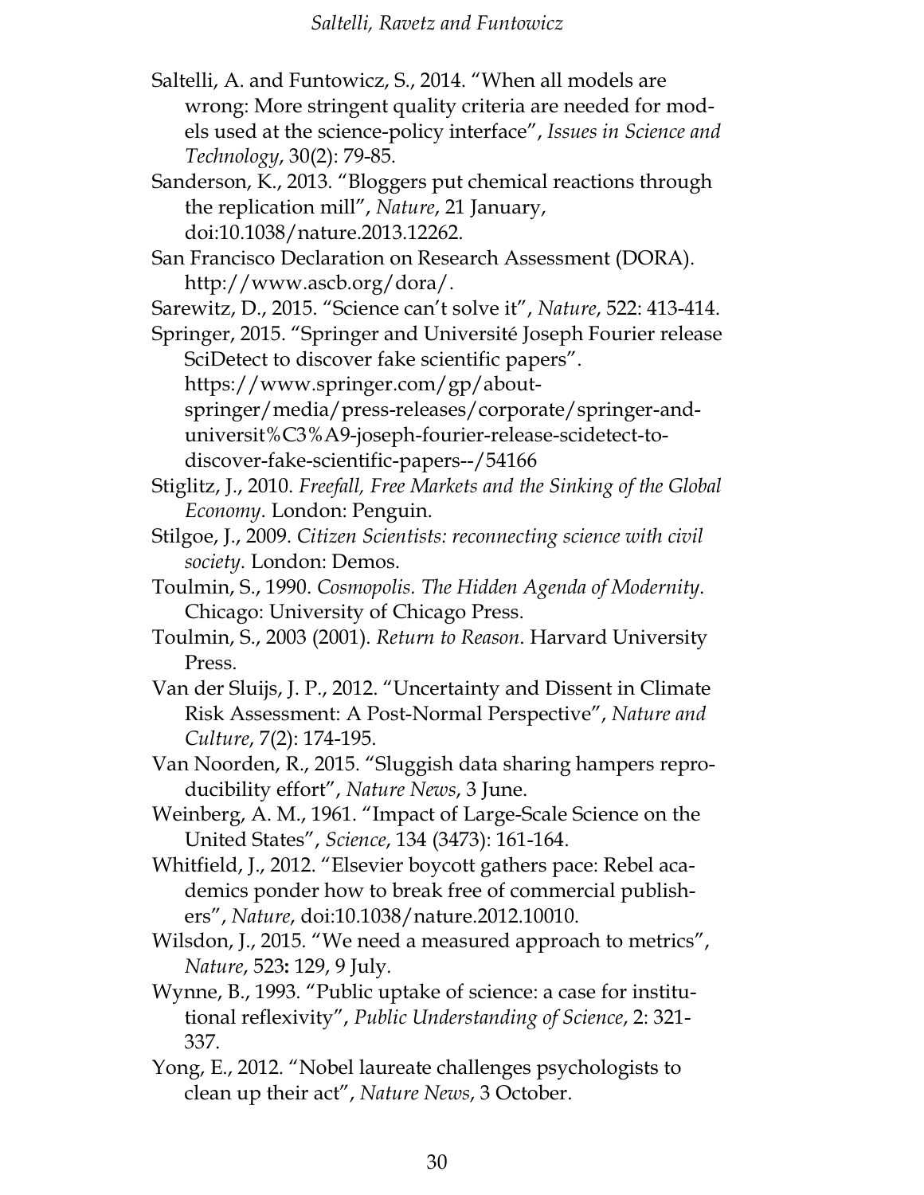Saltelli, A. and Funtowicz, S., 2014. "When all models are wrong: More stringent quality criteria are needed for models used at the science-policy interface", *Issues in Science and Technology*, 30(2): 79-85.

Sanderson, K., 2013. "Bloggers put chemical reactions through the replication mill", *Nature*, 21 January, doi:10.1038/nature.2013.12262.

San Francisco Declaration on Research Assessment (DORA). http://www.ascb.org/dora/.

Sarewitz, D., 2015. "Science can't solve it", *Nature*, 522: 413-414.

Springer, 2015. "Springer and Université Joseph Fourier release SciDetect to discover fake scientific papers". https://www.springer.com/gp/about-springer/media/press-releases/corporate/springer-and-universit%C3%A9-joseph-fourier-release-scidetect-to-discover-fake-scientific-papers--/54166

Stiglitz, J., 2010. *Freefall, Free Markets and the Sinking of the Global Economy*. London: Penguin.

Stilgoe, J., 2009. *Citizen Scientists: reconnecting science with civil society*. London: Demos.

Toulmin, S., 1990. *Cosmopolis. The Hidden Agenda of Modernity*. Chicago: University of Chicago Press.

Toulmin, S., 2003 (2001). *Return to Reason*. Harvard University Press.

Van der Sluijs, J. P., 2012. "Uncertainty and Dissent in Climate Risk Assessment: A Post-Normal Perspective", *Nature and Culture*, 7(2): 174-195.

Van Noorden, R., 2015. "Sluggish data sharing hampers reproducibility effort", *Nature News*, 3 June.

Weinberg, A. M., 1961. "Impact of Large-Scale Science on the United States", *Science*, 134 (3473): 161-164.

Whitfield, J., 2012. "Elsevier boycott gathers pace: Rebel academics ponder how to break free of commercial publishers", *Nature*, doi:10.1038/nature.2012.10010.

Wilsdon, J., 2015. "We need a measured approach to metrics", *Nature*, 523**:** 129, 9 July.

Wynne, B., 1993. "Public uptake of science: a case for institutional reflexivity", *Public Understanding of Science*, 2: 321-337.

Yong, E., 2012. "Nobel laureate challenges psychologists to clean up their act", *Nature News*, 3 October.